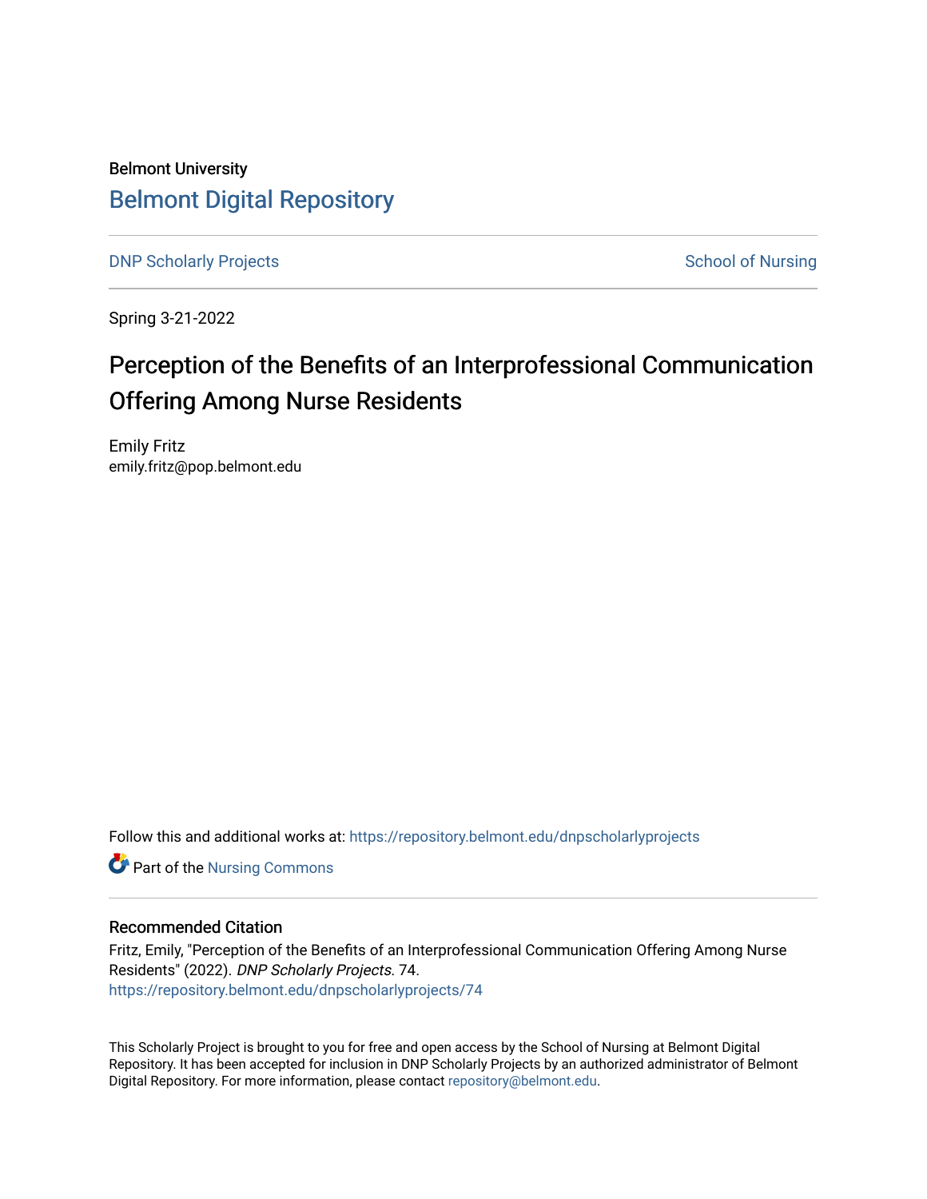Belmont University

# Belmont Digital Repository

DNP Scholarly Projects

School of Nursing

Spring 3-21-2022

## Perception of the Benefits of an Interprofessional Communication Offering Among Nurse Residents

Emily Fritz
emily.fritz@pop.belmont.edu

Follow this and additional works at: https://repository.belmont.edu/dnpscholarlyprojects

Part of the Nursing Commons

### Recommended Citation

Fritz, Emily, "Perception of the Benefits of an Interprofessional Communication Offering Among Nurse Residents" (2022). *DNP Scholarly Projects*. 74.
https://repository.belmont.edu/dnpscholarlyprojects/74

This Scholarly Project is brought to you for free and open access by the School of Nursing at Belmont Digital Repository. It has been accepted for inclusion in DNP Scholarly Projects by an authorized administrator of Belmont Digital Repository. For more information, please contact repository@belmont.edu.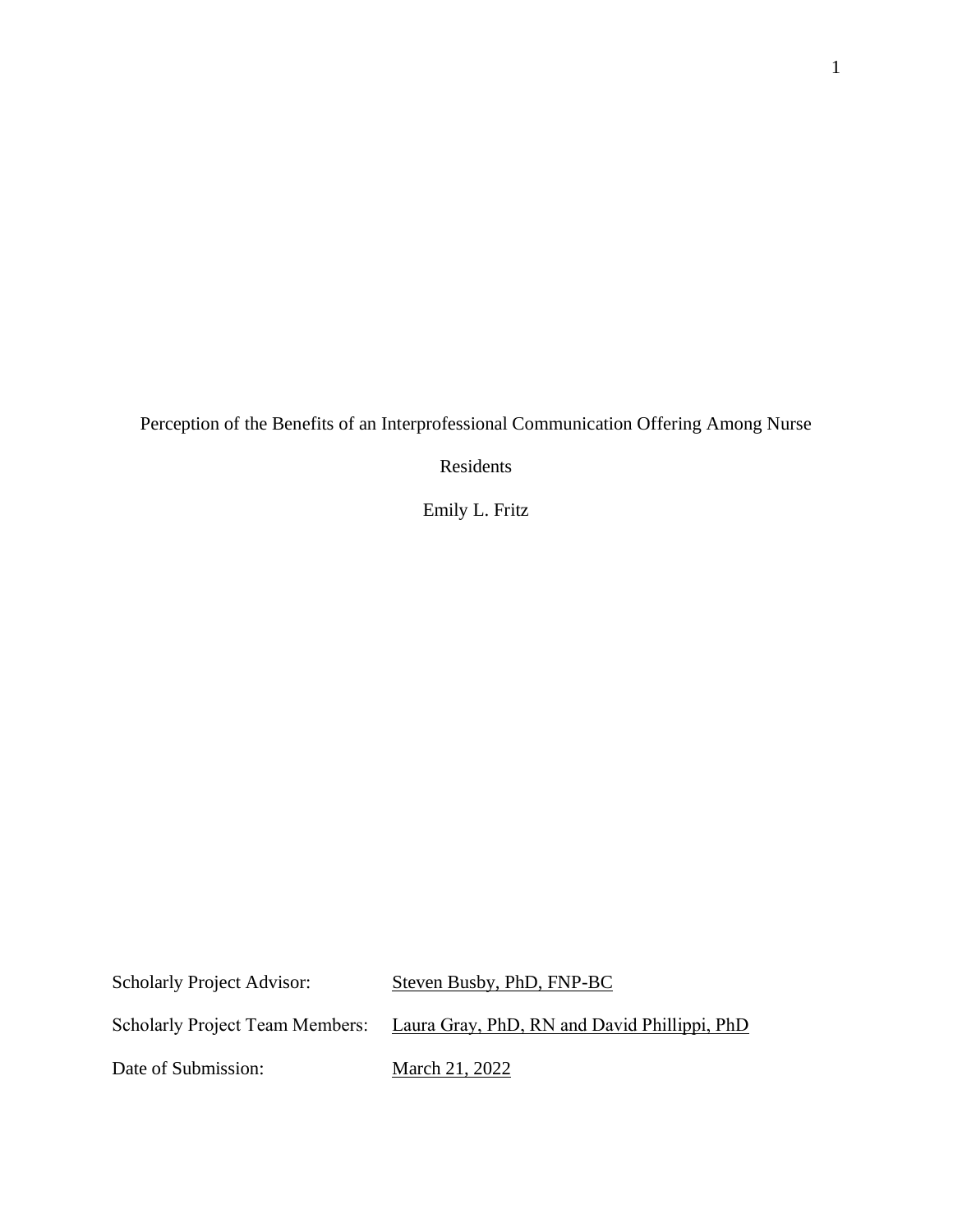Perception of the Benefits of an Interprofessional Communication Offering Among Nurse Residents

Emily L. Fritz

Scholarly Project Advisor: Steven Busby, PhD, FNP-BC

Scholarly Project Team Members: Laura Gray, PhD, RN and David Phillippi, PhD

Date of Submission: March 21, 2022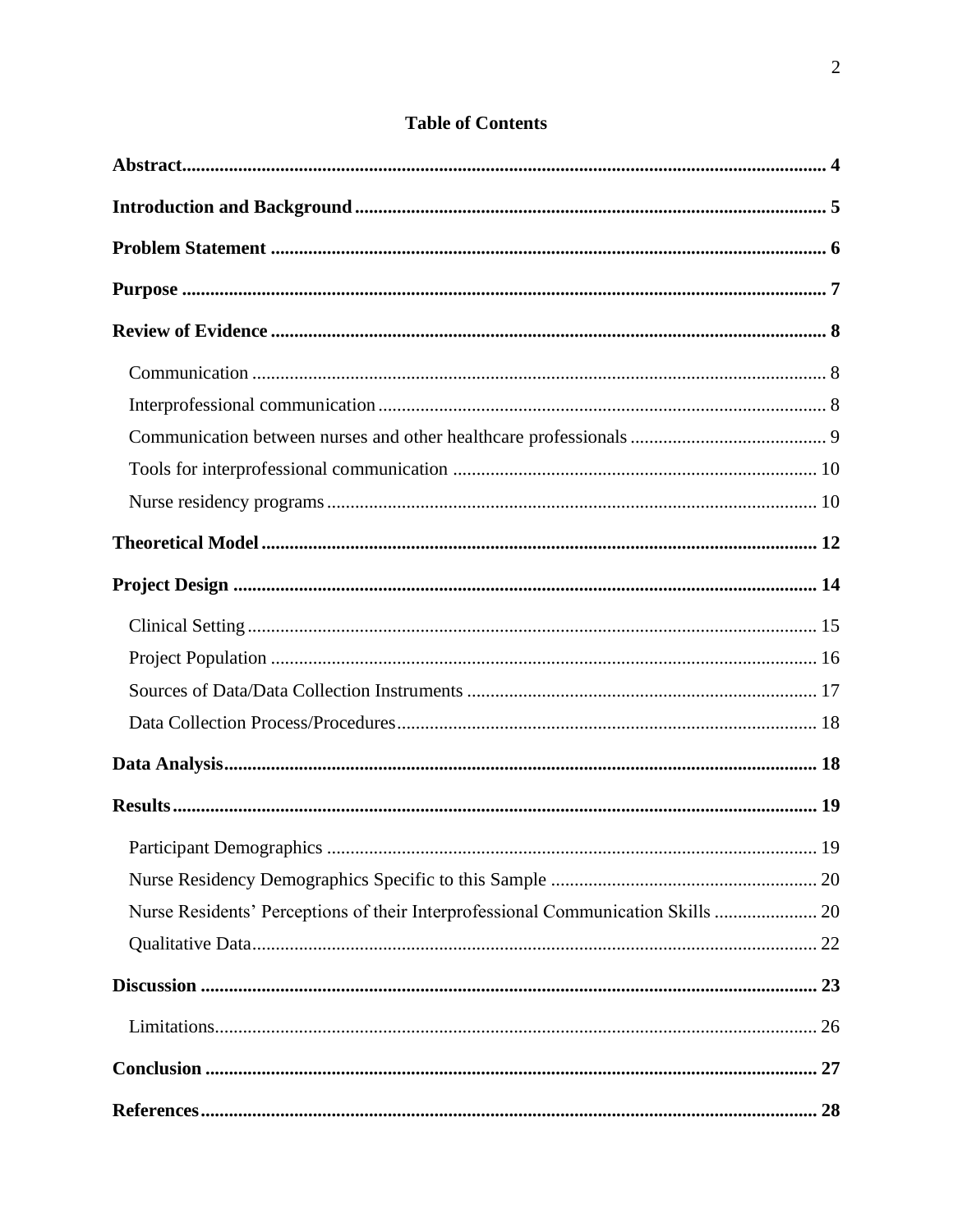# Table of Contents

**Abstract** ..... **4**

**Introduction and Background** ..... **5**

**Problem Statement** ..... **6**

**Purpose** ..... **7**

**Review of Evidence** ..... **8**

- Communication ..... 8
- Interprofessional communication ..... 8
- Communication between nurses and other healthcare professionals ..... 9
- Tools for interprofessional communication ..... 10
- Nurse residency programs ..... 10

**Theoretical Model** ..... **12**

**Project Design** ..... **14**

- Clinical Setting ..... 15
- Project Population ..... 16
- Sources of Data/Data Collection Instruments ..... 17
- Data Collection Process/Procedures ..... 18

**Data Analysis** ..... **18**

**Results** ..... **19**

- Participant Demographics ..... 19
- Nurse Residency Demographics Specific to this Sample ..... 20
- Nurse Residents' Perceptions of their Interprofessional Communication Skills ..... 20
- Qualitative Data ..... 22

**Discussion** ..... **23**

- Limitations ..... 26

**Conclusion** ..... **27**

**References** ..... **28**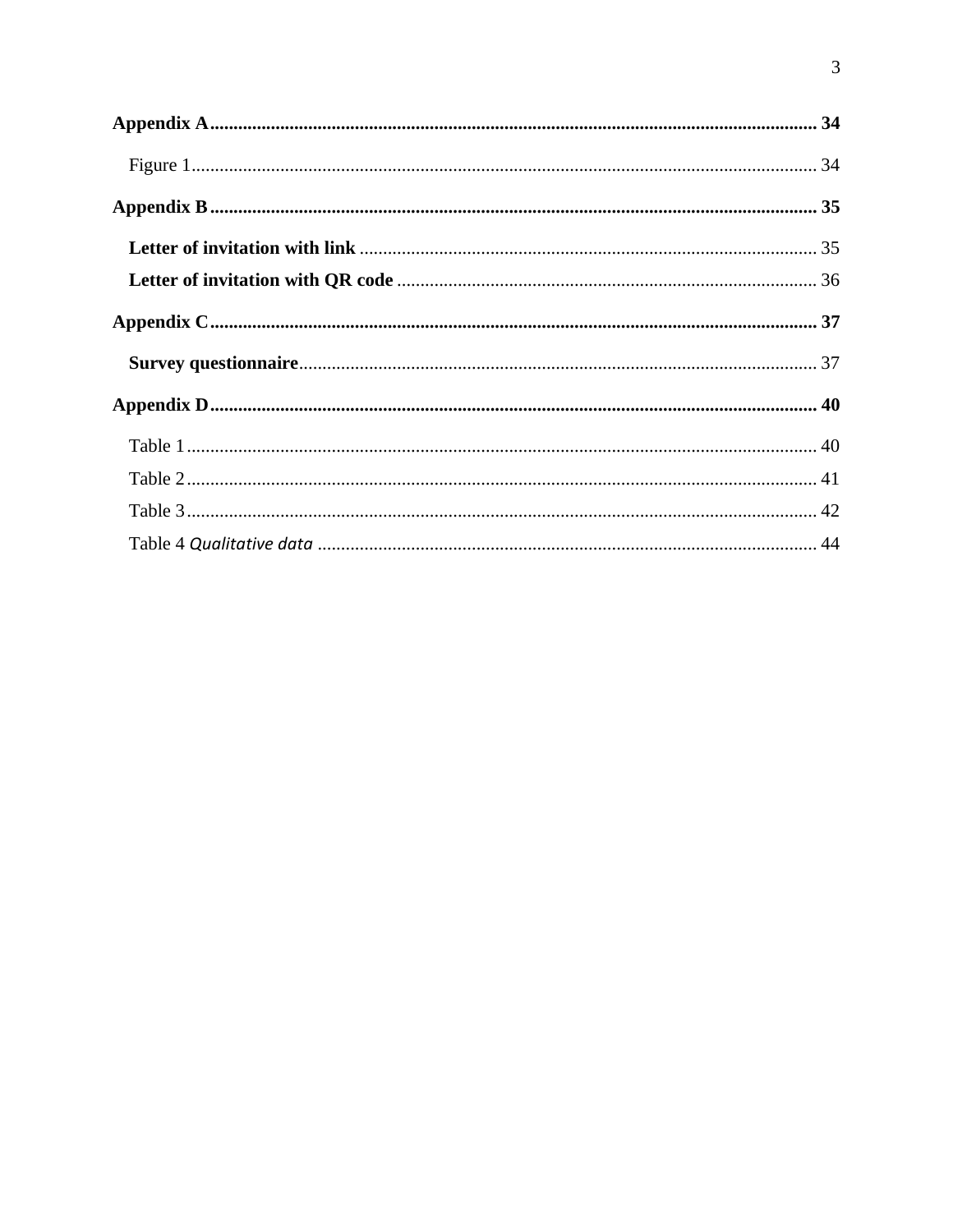**Appendix A** ........................................................................................................................ **34**

Figure 1 ........................................................................................................................ 34

**Appendix B** ........................................................................................................................ **35**

**Letter of invitation with link** ........................................................................................ 35

**Letter of invitation with QR code** .................................................................................. 36

**Appendix C** ........................................................................................................................ **37**

**Survey questionnaire** ..................................................................................................... 37

**Appendix D** ........................................................................................................................ **40**

Table 1 ........................................................................................................................ 40

Table 2 ........................................................................................................................ 41

Table 3 ........................................................................................................................ 42

Table 4 *Qualitative data* .................................................................................................. 44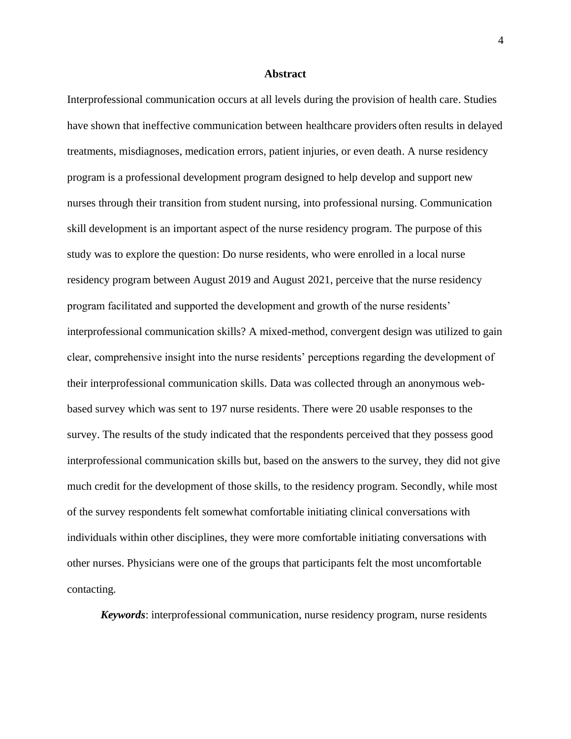# Abstract

Interprofessional communication occurs at all levels during the provision of health care. Studies have shown that ineffective communication between healthcare providers often results in delayed treatments, misdiagnoses, medication errors, patient injuries, or even death. A nurse residency program is a professional development program designed to help develop and support new nurses through their transition from student nursing, into professional nursing. Communication skill development is an important aspect of the nurse residency program. The purpose of this study was to explore the question: Do nurse residents, who were enrolled in a local nurse residency program between August 2019 and August 2021, perceive that the nurse residency program facilitated and supported the development and growth of the nurse residents' interprofessional communication skills? A mixed-method, convergent design was utilized to gain clear, comprehensive insight into the nurse residents' perceptions regarding the development of their interprofessional communication skills. Data was collected through an anonymous web-based survey which was sent to 197 nurse residents. There were 20 usable responses to the survey. The results of the study indicated that the respondents perceived that they possess good interprofessional communication skills but, based on the answers to the survey, they did not give much credit for the development of those skills, to the residency program. Secondly, while most of the survey respondents felt somewhat comfortable initiating clinical conversations with individuals within other disciplines, they were more comfortable initiating conversations with other nurses. Physicians were one of the groups that participants felt the most uncomfortable contacting.

***Keywords***: interprofessional communication, nurse residency program, nurse residents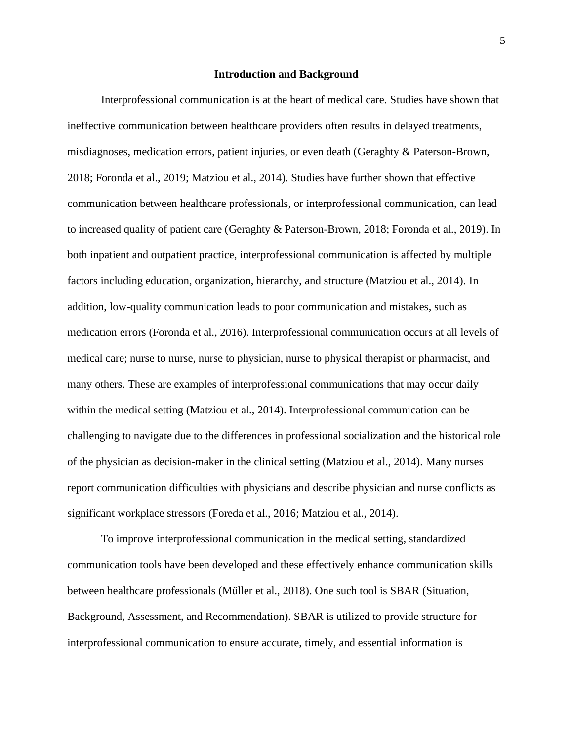## Introduction and Background

Interprofessional communication is at the heart of medical care. Studies have shown that ineffective communication between healthcare providers often results in delayed treatments, misdiagnoses, medication errors, patient injuries, or even death (Geraghty & Paterson-Brown, 2018; Foronda et al., 2019; Matziou et al., 2014). Studies have further shown that effective communication between healthcare professionals, or interprofessional communication, can lead to increased quality of patient care (Geraghty & Paterson-Brown, 2018; Foronda et al., 2019). In both inpatient and outpatient practice, interprofessional communication is affected by multiple factors including education, organization, hierarchy, and structure (Matziou et al., 2014). In addition, low-quality communication leads to poor communication and mistakes, such as medication errors (Foronda et al., 2016). Interprofessional communication occurs at all levels of medical care; nurse to nurse, nurse to physician, nurse to physical therapist or pharmacist, and many others. These are examples of interprofessional communications that may occur daily within the medical setting (Matziou et al., 2014). Interprofessional communication can be challenging to navigate due to the differences in professional socialization and the historical role of the physician as decision-maker in the clinical setting (Matziou et al., 2014). Many nurses report communication difficulties with physicians and describe physician and nurse conflicts as significant workplace stressors (Foreda et al., 2016; Matziou et al., 2014).

To improve interprofessional communication in the medical setting, standardized communication tools have been developed and these effectively enhance communication skills between healthcare professionals (Müller et al., 2018). One such tool is SBAR (Situation, Background, Assessment, and Recommendation). SBAR is utilized to provide structure for interprofessional communication to ensure accurate, timely, and essential information is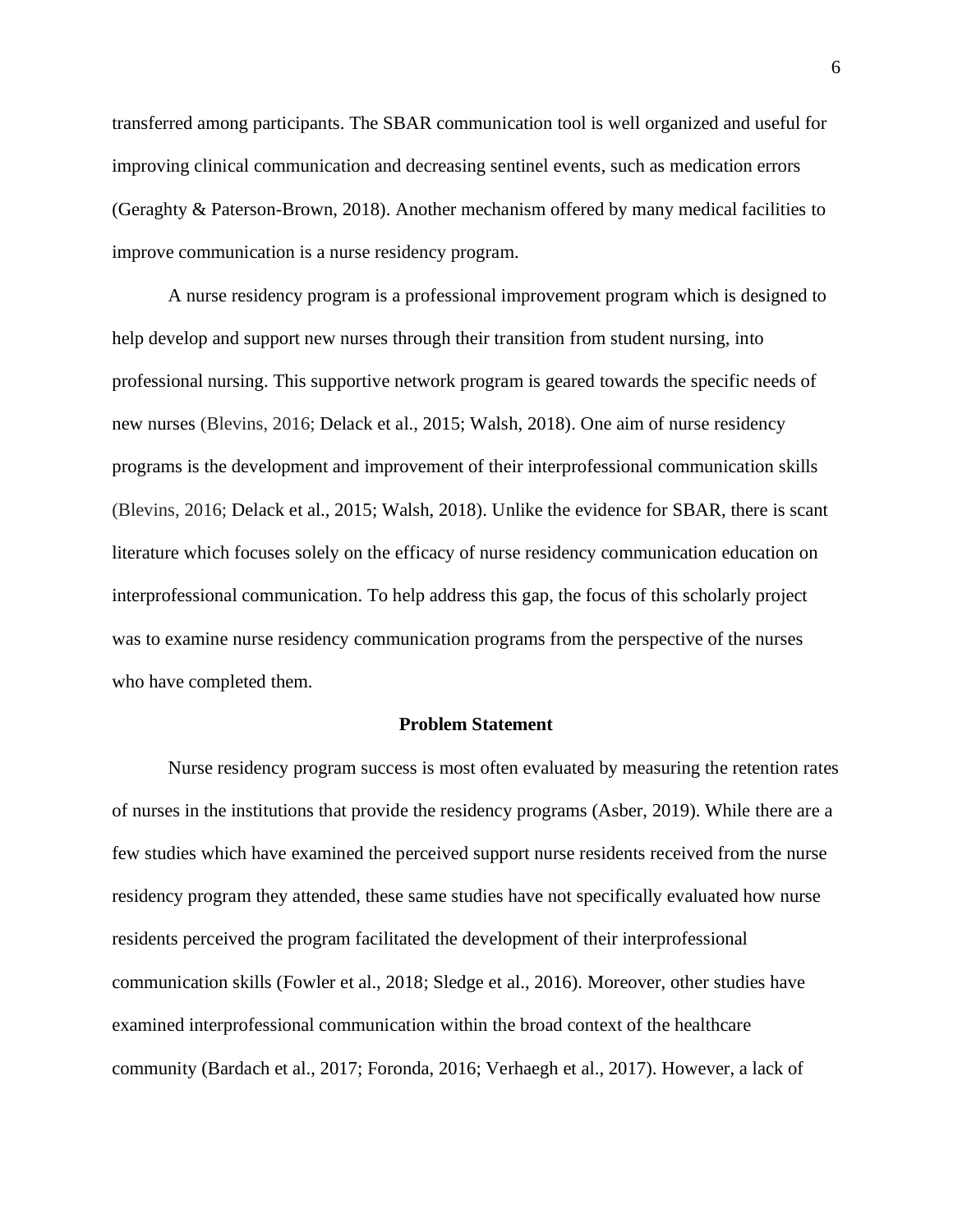transferred among participants. The SBAR communication tool is well organized and useful for improving clinical communication and decreasing sentinel events, such as medication errors (Geraghty & Paterson-Brown, 2018). Another mechanism offered by many medical facilities to improve communication is a nurse residency program.

A nurse residency program is a professional improvement program which is designed to help develop and support new nurses through their transition from student nursing, into professional nursing. This supportive network program is geared towards the specific needs of new nurses (Blevins, 2016; Delack et al., 2015; Walsh, 2018). One aim of nurse residency programs is the development and improvement of their interprofessional communication skills (Blevins, 2016; Delack et al., 2015; Walsh, 2018). Unlike the evidence for SBAR, there is scant literature which focuses solely on the efficacy of nurse residency communication education on interprofessional communication. To help address this gap, the focus of this scholarly project was to examine nurse residency communication programs from the perspective of the nurses who have completed them.

## Problem Statement

Nurse residency program success is most often evaluated by measuring the retention rates of nurses in the institutions that provide the residency programs (Asber, 2019). While there are a few studies which have examined the perceived support nurse residents received from the nurse residency program they attended, these same studies have not specifically evaluated how nurse residents perceived the program facilitated the development of their interprofessional communication skills (Fowler et al., 2018; Sledge et al., 2016). Moreover, other studies have examined interprofessional communication within the broad context of the healthcare community (Bardach et al., 2017; Foronda, 2016; Verhaegh et al., 2017). However, a lack of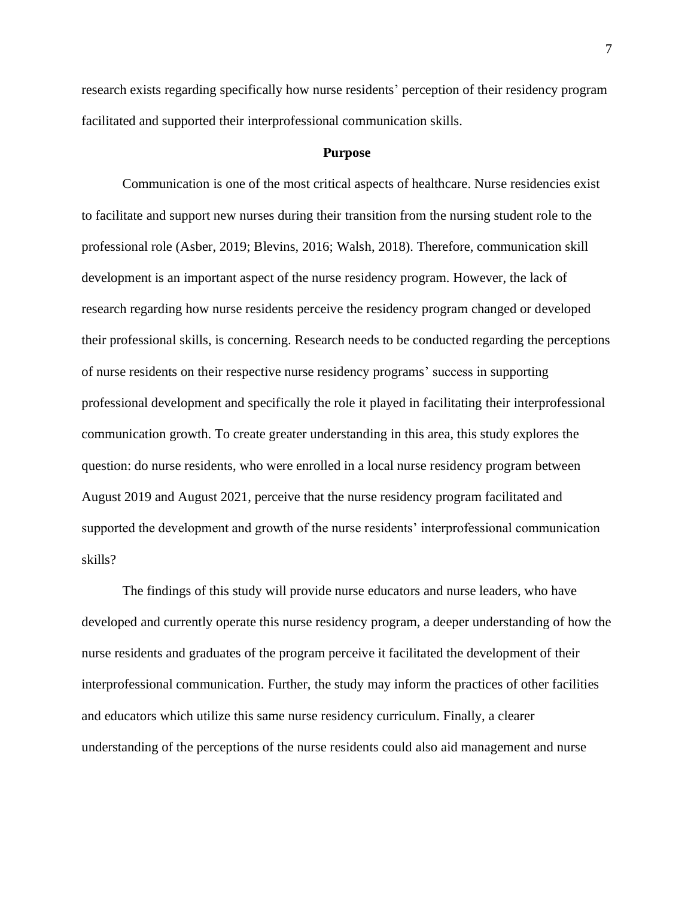research exists regarding specifically how nurse residents' perception of their residency program facilitated and supported their interprofessional communication skills.

## Purpose

Communication is one of the most critical aspects of healthcare. Nurse residencies exist to facilitate and support new nurses during their transition from the nursing student role to the professional role (Asber, 2019; Blevins, 2016; Walsh, 2018). Therefore, communication skill development is an important aspect of the nurse residency program. However, the lack of research regarding how nurse residents perceive the residency program changed or developed their professional skills, is concerning. Research needs to be conducted regarding the perceptions of nurse residents on their respective nurse residency programs' success in supporting professional development and specifically the role it played in facilitating their interprofessional communication growth. To create greater understanding in this area, this study explores the question: do nurse residents, who were enrolled in a local nurse residency program between August 2019 and August 2021, perceive that the nurse residency program facilitated and supported the development and growth of the nurse residents' interprofessional communication skills?

The findings of this study will provide nurse educators and nurse leaders, who have developed and currently operate this nurse residency program, a deeper understanding of how the nurse residents and graduates of the program perceive it facilitated the development of their interprofessional communication. Further, the study may inform the practices of other facilities and educators which utilize this same nurse residency curriculum. Finally, a clearer understanding of the perceptions of the nurse residents could also aid management and nurse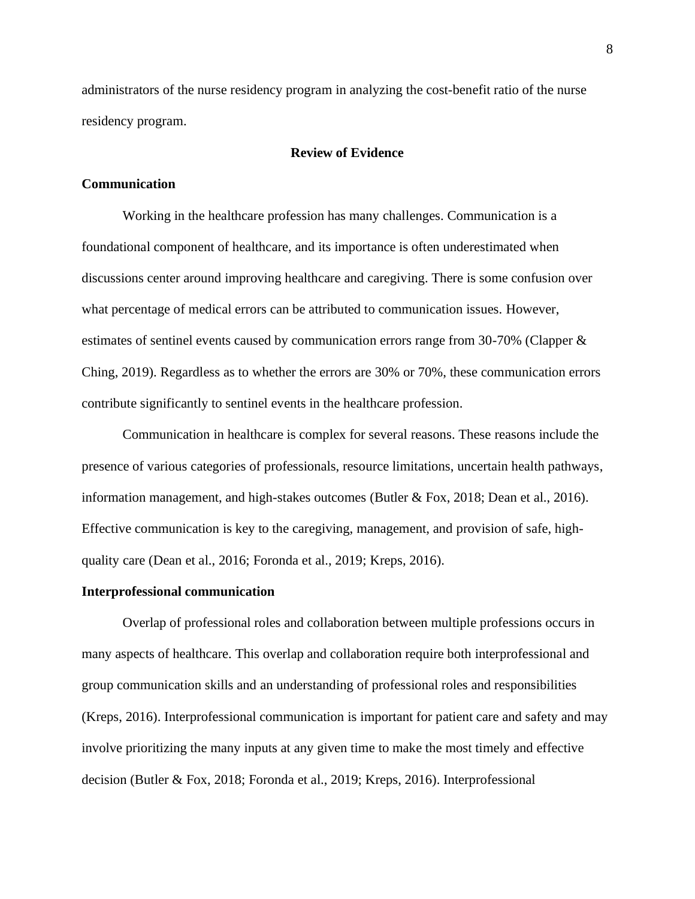administrators of the nurse residency program in analyzing the cost-benefit ratio of the nurse residency program.

## Review of Evidence

### Communication

Working in the healthcare profession has many challenges. Communication is a foundational component of healthcare, and its importance is often underestimated when discussions center around improving healthcare and caregiving. There is some confusion over what percentage of medical errors can be attributed to communication issues. However, estimates of sentinel events caused by communication errors range from 30-70% (Clapper & Ching, 2019). Regardless as to whether the errors are 30% or 70%, these communication errors contribute significantly to sentinel events in the healthcare profession.

Communication in healthcare is complex for several reasons. These reasons include the presence of various categories of professionals, resource limitations, uncertain health pathways, information management, and high-stakes outcomes (Butler & Fox, 2018; Dean et al., 2016). Effective communication is key to the caregiving, management, and provision of safe, high-quality care (Dean et al., 2016; Foronda et al., 2019; Kreps, 2016).

### Interprofessional communication

Overlap of professional roles and collaboration between multiple professions occurs in many aspects of healthcare. This overlap and collaboration require both interprofessional and group communication skills and an understanding of professional roles and responsibilities (Kreps, 2016). Interprofessional communication is important for patient care and safety and may involve prioritizing the many inputs at any given time to make the most timely and effective decision (Butler & Fox, 2018; Foronda et al., 2019; Kreps, 2016). Interprofessional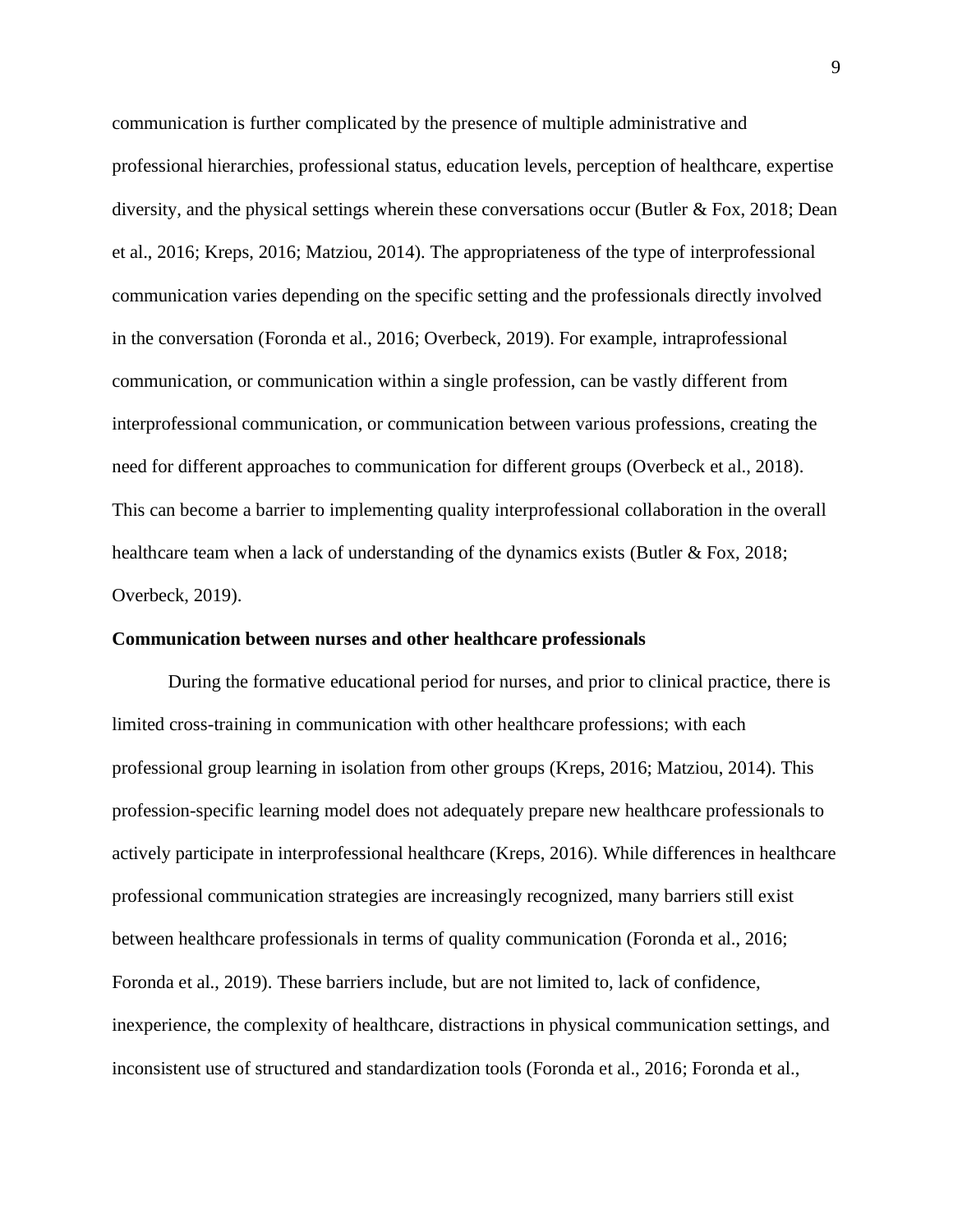communication is further complicated by the presence of multiple administrative and professional hierarchies, professional status, education levels, perception of healthcare, expertise diversity, and the physical settings wherein these conversations occur (Butler & Fox, 2018; Dean et al., 2016; Kreps, 2016; Matziou, 2014). The appropriateness of the type of interprofessional communication varies depending on the specific setting and the professionals directly involved in the conversation (Foronda et al., 2016; Overbeck, 2019). For example, intraprofessional communication, or communication within a single profession, can be vastly different from interprofessional communication, or communication between various professions, creating the need for different approaches to communication for different groups (Overbeck et al., 2018). This can become a barrier to implementing quality interprofessional collaboration in the overall healthcare team when a lack of understanding of the dynamics exists (Butler & Fox, 2018; Overbeck, 2019).

**Communication between nurses and other healthcare professionals**

During the formative educational period for nurses, and prior to clinical practice, there is limited cross-training in communication with other healthcare professions; with each professional group learning in isolation from other groups (Kreps, 2016; Matziou, 2014). This profession-specific learning model does not adequately prepare new healthcare professionals to actively participate in interprofessional healthcare (Kreps, 2016). While differences in healthcare professional communication strategies are increasingly recognized, many barriers still exist between healthcare professionals in terms of quality communication (Foronda et al., 2016; Foronda et al., 2019). These barriers include, but are not limited to, lack of confidence, inexperience, the complexity of healthcare, distractions in physical communication settings, and inconsistent use of structured and standardization tools (Foronda et al., 2016; Foronda et al.,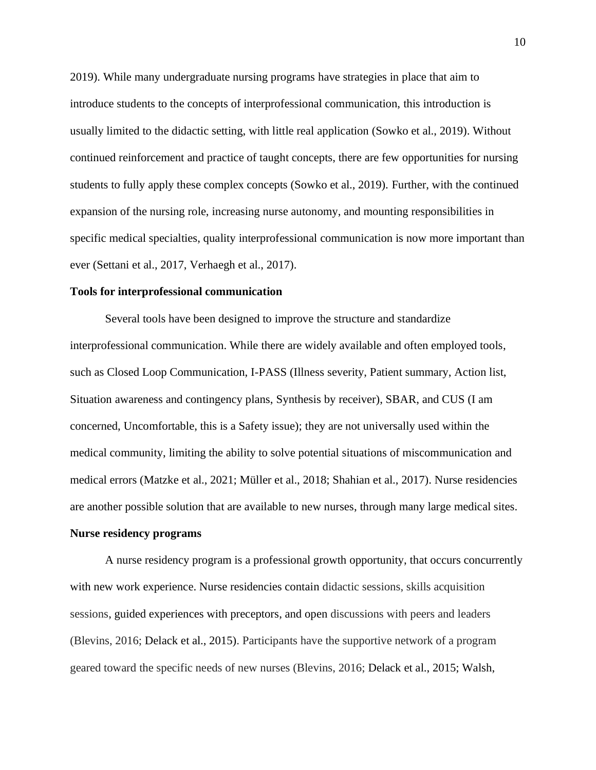2019). While many undergraduate nursing programs have strategies in place that aim to introduce students to the concepts of interprofessional communication, this introduction is usually limited to the didactic setting, with little real application (Sowko et al., 2019). Without continued reinforcement and practice of taught concepts, there are few opportunities for nursing students to fully apply these complex concepts (Sowko et al., 2019). Further, with the continued expansion of the nursing role, increasing nurse autonomy, and mounting responsibilities in specific medical specialties, quality interprofessional communication is now more important than ever (Settani et al., 2017, Verhaegh et al., 2017).

### Tools for interprofessional communication

Several tools have been designed to improve the structure and standardize interprofessional communication. While there are widely available and often employed tools, such as Closed Loop Communication, I-PASS (Illness severity, Patient summary, Action list, Situation awareness and contingency plans, Synthesis by receiver), SBAR, and CUS (I am concerned, Uncomfortable, this is a Safety issue); they are not universally used within the medical community, limiting the ability to solve potential situations of miscommunication and medical errors (Matzke et al., 2021; Müller et al., 2018; Shahian et al., 2017). Nurse residencies are another possible solution that are available to new nurses, through many large medical sites.

### Nurse residency programs

A nurse residency program is a professional growth opportunity, that occurs concurrently with new work experience. Nurse residencies contain didactic sessions, skills acquisition sessions, guided experiences with preceptors, and open discussions with peers and leaders (Blevins, 2016; Delack et al., 2015). Participants have the supportive network of a program geared toward the specific needs of new nurses (Blevins, 2016; Delack et al., 2015; Walsh,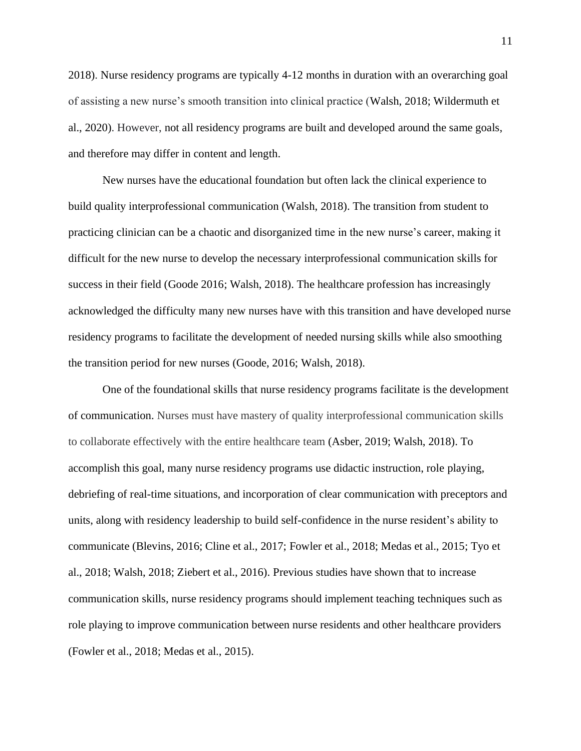2018). Nurse residency programs are typically 4-12 months in duration with an overarching goal of assisting a new nurse's smooth transition into clinical practice (Walsh, 2018; Wildermuth et al., 2020). However, not all residency programs are built and developed around the same goals, and therefore may differ in content and length.

New nurses have the educational foundation but often lack the clinical experience to build quality interprofessional communication (Walsh, 2018). The transition from student to practicing clinician can be a chaotic and disorganized time in the new nurse's career, making it difficult for the new nurse to develop the necessary interprofessional communication skills for success in their field (Goode 2016; Walsh, 2018). The healthcare profession has increasingly acknowledged the difficulty many new nurses have with this transition and have developed nurse residency programs to facilitate the development of needed nursing skills while also smoothing the transition period for new nurses (Goode, 2016; Walsh, 2018).

One of the foundational skills that nurse residency programs facilitate is the development of communication. Nurses must have mastery of quality interprofessional communication skills to collaborate effectively with the entire healthcare team (Asber, 2019; Walsh, 2018). To accomplish this goal, many nurse residency programs use didactic instruction, role playing, debriefing of real-time situations, and incorporation of clear communication with preceptors and units, along with residency leadership to build self-confidence in the nurse resident's ability to communicate (Blevins, 2016; Cline et al., 2017; Fowler et al., 2018; Medas et al., 2015; Tyo et al., 2018; Walsh, 2018; Ziebert et al., 2016). Previous studies have shown that to increase communication skills, nurse residency programs should implement teaching techniques such as role playing to improve communication between nurse residents and other healthcare providers (Fowler et al., 2018; Medas et al., 2015).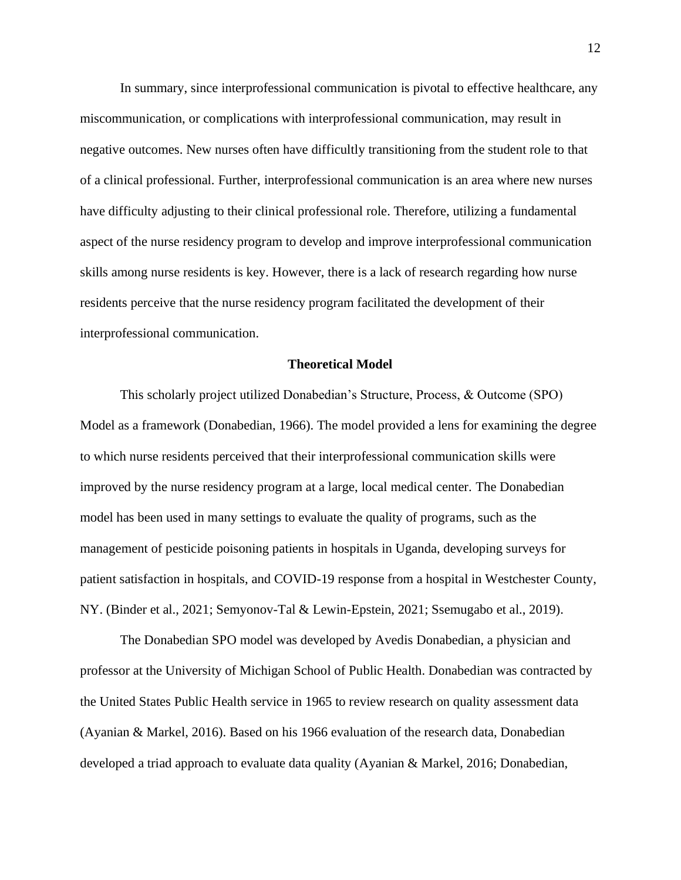In summary, since interprofessional communication is pivotal to effective healthcare, any miscommunication, or complications with interprofessional communication, may result in negative outcomes. New nurses often have difficultly transitioning from the student role to that of a clinical professional. Further, interprofessional communication is an area where new nurses have difficulty adjusting to their clinical professional role. Therefore, utilizing a fundamental aspect of the nurse residency program to develop and improve interprofessional communication skills among nurse residents is key. However, there is a lack of research regarding how nurse residents perceive that the nurse residency program facilitated the development of their interprofessional communication.

## Theoretical Model

This scholarly project utilized Donabedian's Structure, Process, & Outcome (SPO) Model as a framework (Donabedian, 1966). The model provided a lens for examining the degree to which nurse residents perceived that their interprofessional communication skills were improved by the nurse residency program at a large, local medical center. The Donabedian model has been used in many settings to evaluate the quality of programs, such as the management of pesticide poisoning patients in hospitals in Uganda, developing surveys for patient satisfaction in hospitals, and COVID-19 response from a hospital in Westchester County, NY. (Binder et al., 2021; Semyonov-Tal & Lewin-Epstein, 2021; Ssemugabo et al., 2019).

The Donabedian SPO model was developed by Avedis Donabedian, a physician and professor at the University of Michigan School of Public Health. Donabedian was contracted by the United States Public Health service in 1965 to review research on quality assessment data (Ayanian & Markel, 2016). Based on his 1966 evaluation of the research data, Donabedian developed a triad approach to evaluate data quality (Ayanian & Markel, 2016; Donabedian,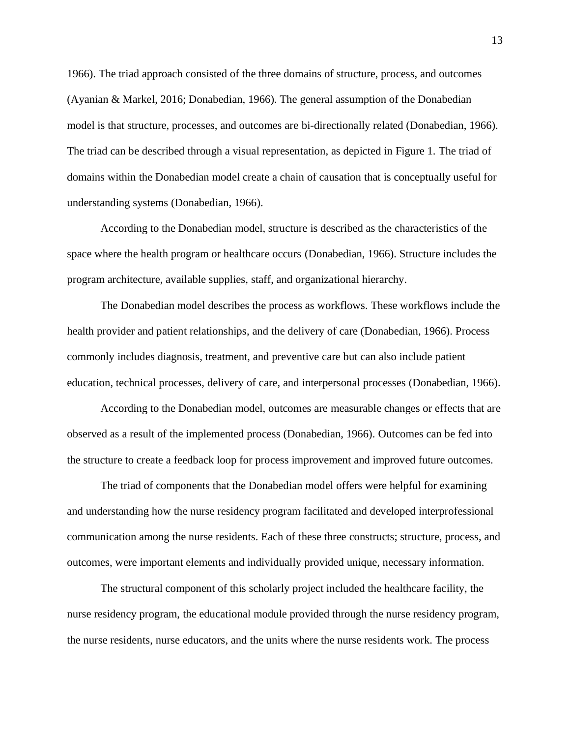1966). The triad approach consisted of the three domains of structure, process, and outcomes (Ayanian & Markel, 2016; Donabedian, 1966). The general assumption of the Donabedian model is that structure, processes, and outcomes are bi-directionally related (Donabedian, 1966). The triad can be described through a visual representation, as depicted in Figure 1. The triad of domains within the Donabedian model create a chain of causation that is conceptually useful for understanding systems (Donabedian, 1966).

According to the Donabedian model, structure is described as the characteristics of the space where the health program or healthcare occurs (Donabedian, 1966). Structure includes the program architecture, available supplies, staff, and organizational hierarchy.

The Donabedian model describes the process as workflows. These workflows include the health provider and patient relationships, and the delivery of care (Donabedian, 1966). Process commonly includes diagnosis, treatment, and preventive care but can also include patient education, technical processes, delivery of care, and interpersonal processes (Donabedian, 1966).

According to the Donabedian model, outcomes are measurable changes or effects that are observed as a result of the implemented process (Donabedian, 1966). Outcomes can be fed into the structure to create a feedback loop for process improvement and improved future outcomes.

The triad of components that the Donabedian model offers were helpful for examining and understanding how the nurse residency program facilitated and developed interprofessional communication among the nurse residents. Each of these three constructs; structure, process, and outcomes, were important elements and individually provided unique, necessary information.

The structural component of this scholarly project included the healthcare facility, the nurse residency program, the educational module provided through the nurse residency program, the nurse residents, nurse educators, and the units where the nurse residents work. The process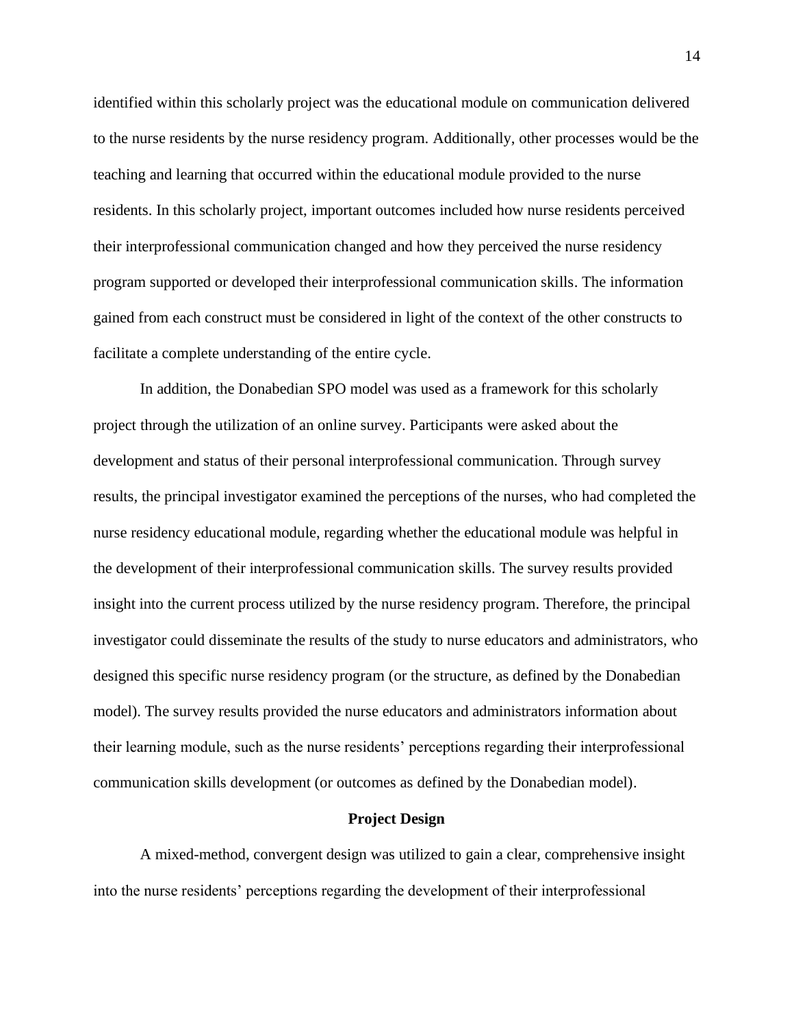identified within this scholarly project was the educational module on communication delivered to the nurse residents by the nurse residency program. Additionally, other processes would be the teaching and learning that occurred within the educational module provided to the nurse residents. In this scholarly project, important outcomes included how nurse residents perceived their interprofessional communication changed and how they perceived the nurse residency program supported or developed their interprofessional communication skills. The information gained from each construct must be considered in light of the context of the other constructs to facilitate a complete understanding of the entire cycle.

In addition, the Donabedian SPO model was used as a framework for this scholarly project through the utilization of an online survey. Participants were asked about the development and status of their personal interprofessional communication. Through survey results, the principal investigator examined the perceptions of the nurses, who had completed the nurse residency educational module, regarding whether the educational module was helpful in the development of their interprofessional communication skills. The survey results provided insight into the current process utilized by the nurse residency program. Therefore, the principal investigator could disseminate the results of the study to nurse educators and administrators, who designed this specific nurse residency program (or the structure, as defined by the Donabedian model). The survey results provided the nurse educators and administrators information about their learning module, such as the nurse residents' perceptions regarding their interprofessional communication skills development (or outcomes as defined by the Donabedian model).

## Project Design

A mixed-method, convergent design was utilized to gain a clear, comprehensive insight into the nurse residents' perceptions regarding the development of their interprofessional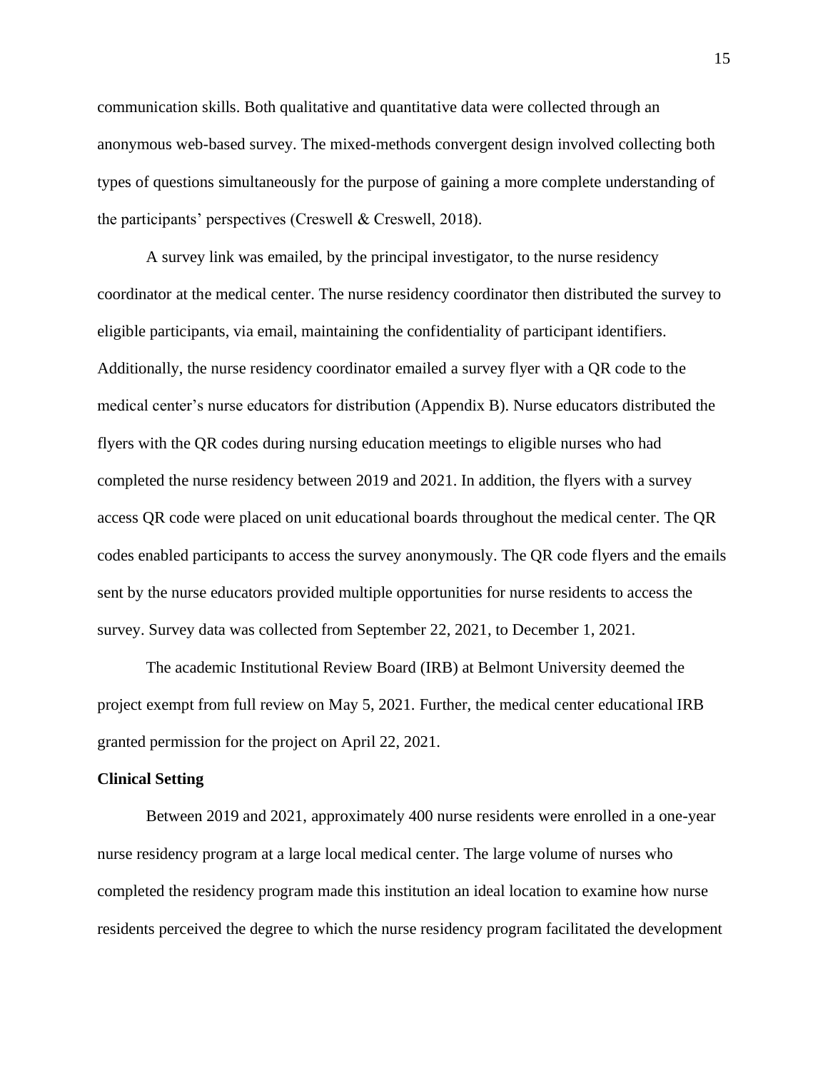communication skills. Both qualitative and quantitative data were collected through an anonymous web-based survey. The mixed-methods convergent design involved collecting both types of questions simultaneously for the purpose of gaining a more complete understanding of the participants' perspectives (Creswell & Creswell, 2018).

A survey link was emailed, by the principal investigator, to the nurse residency coordinator at the medical center. The nurse residency coordinator then distributed the survey to eligible participants, via email, maintaining the confidentiality of participant identifiers. Additionally, the nurse residency coordinator emailed a survey flyer with a QR code to the medical center's nurse educators for distribution (Appendix B). Nurse educators distributed the flyers with the QR codes during nursing education meetings to eligible nurses who had completed the nurse residency between 2019 and 2021. In addition, the flyers with a survey access QR code were placed on unit educational boards throughout the medical center. The QR codes enabled participants to access the survey anonymously. The QR code flyers and the emails sent by the nurse educators provided multiple opportunities for nurse residents to access the survey. Survey data was collected from September 22, 2021, to December 1, 2021.

The academic Institutional Review Board (IRB) at Belmont University deemed the project exempt from full review on May 5, 2021. Further, the medical center educational IRB granted permission for the project on April 22, 2021.

**Clinical Setting**

Between 2019 and 2021, approximately 400 nurse residents were enrolled in a one-year nurse residency program at a large local medical center. The large volume of nurses who completed the residency program made this institution an ideal location to examine how nurse residents perceived the degree to which the nurse residency program facilitated the development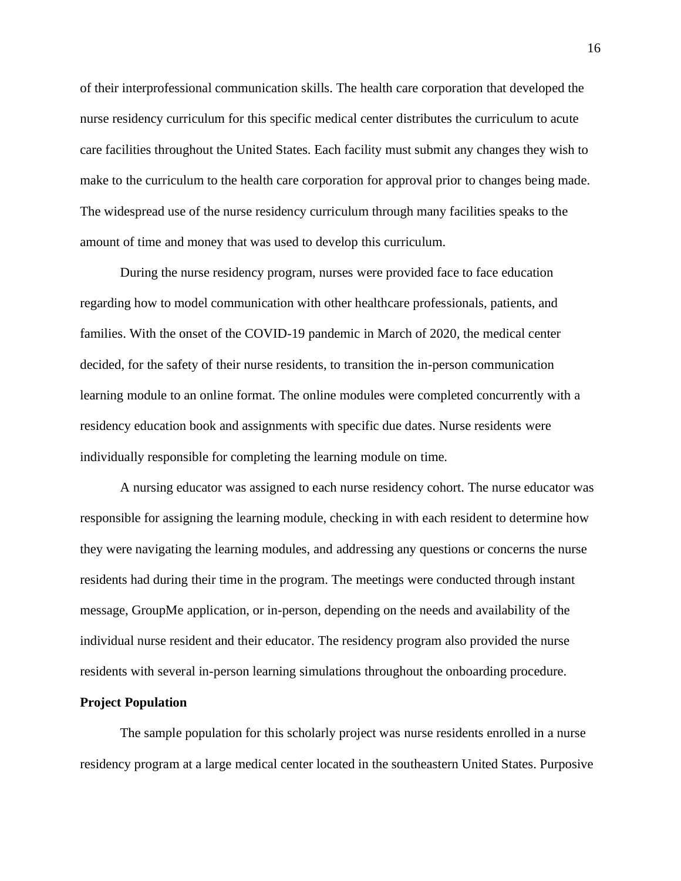of their interprofessional communication skills. The health care corporation that developed the nurse residency curriculum for this specific medical center distributes the curriculum to acute care facilities throughout the United States. Each facility must submit any changes they wish to make to the curriculum to the health care corporation for approval prior to changes being made. The widespread use of the nurse residency curriculum through many facilities speaks to the amount of time and money that was used to develop this curriculum.

During the nurse residency program, nurses were provided face to face education regarding how to model communication with other healthcare professionals, patients, and families. With the onset of the COVID-19 pandemic in March of 2020, the medical center decided, for the safety of their nurse residents, to transition the in-person communication learning module to an online format. The online modules were completed concurrently with a residency education book and assignments with specific due dates. Nurse residents were individually responsible for completing the learning module on time.

A nursing educator was assigned to each nurse residency cohort. The nurse educator was responsible for assigning the learning module, checking in with each resident to determine how they were navigating the learning modules, and addressing any questions or concerns the nurse residents had during their time in the program. The meetings were conducted through instant message, GroupMe application, or in-person, depending on the needs and availability of the individual nurse resident and their educator. The residency program also provided the nurse residents with several in-person learning simulations throughout the onboarding procedure.

**Project Population**

The sample population for this scholarly project was nurse residents enrolled in a nurse residency program at a large medical center located in the southeastern United States. Purposive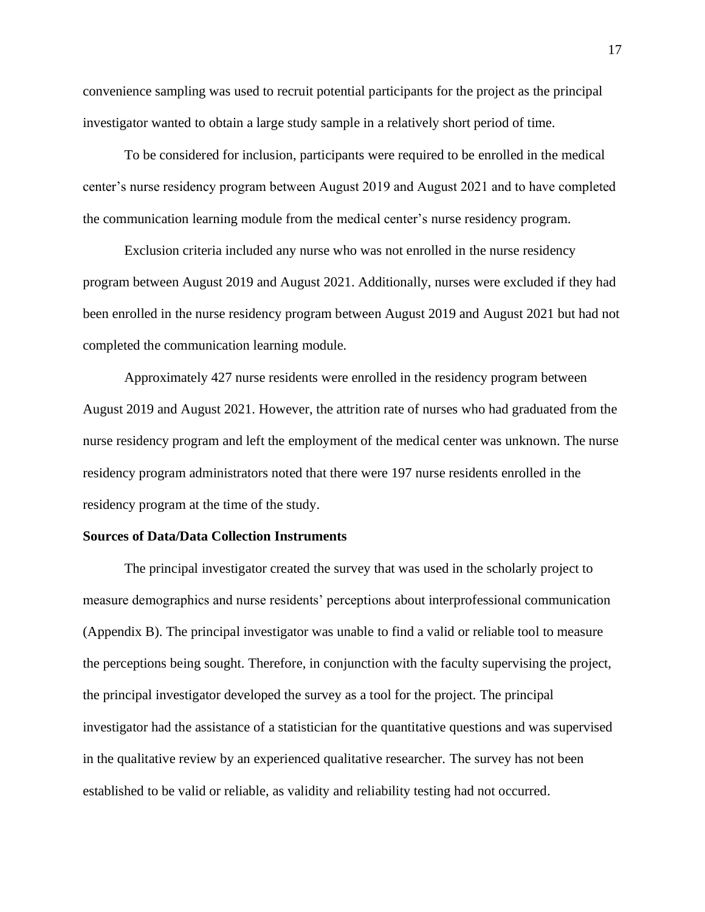convenience sampling was used to recruit potential participants for the project as the principal investigator wanted to obtain a large study sample in a relatively short period of time.

To be considered for inclusion, participants were required to be enrolled in the medical center's nurse residency program between August 2019 and August 2021 and to have completed the communication learning module from the medical center's nurse residency program.

Exclusion criteria included any nurse who was not enrolled in the nurse residency program between August 2019 and August 2021. Additionally, nurses were excluded if they had been enrolled in the nurse residency program between August 2019 and August 2021 but had not completed the communication learning module.

Approximately 427 nurse residents were enrolled in the residency program between August 2019 and August 2021. However, the attrition rate of nurses who had graduated from the nurse residency program and left the employment of the medical center was unknown. The nurse residency program administrators noted that there were 197 nurse residents enrolled in the residency program at the time of the study.

**Sources of Data/Data Collection Instruments**

The principal investigator created the survey that was used in the scholarly project to measure demographics and nurse residents' perceptions about interprofessional communication (Appendix B). The principal investigator was unable to find a valid or reliable tool to measure the perceptions being sought. Therefore, in conjunction with the faculty supervising the project, the principal investigator developed the survey as a tool for the project. The principal investigator had the assistance of a statistician for the quantitative questions and was supervised in the qualitative review by an experienced qualitative researcher. The survey has not been established to be valid or reliable, as validity and reliability testing had not occurred.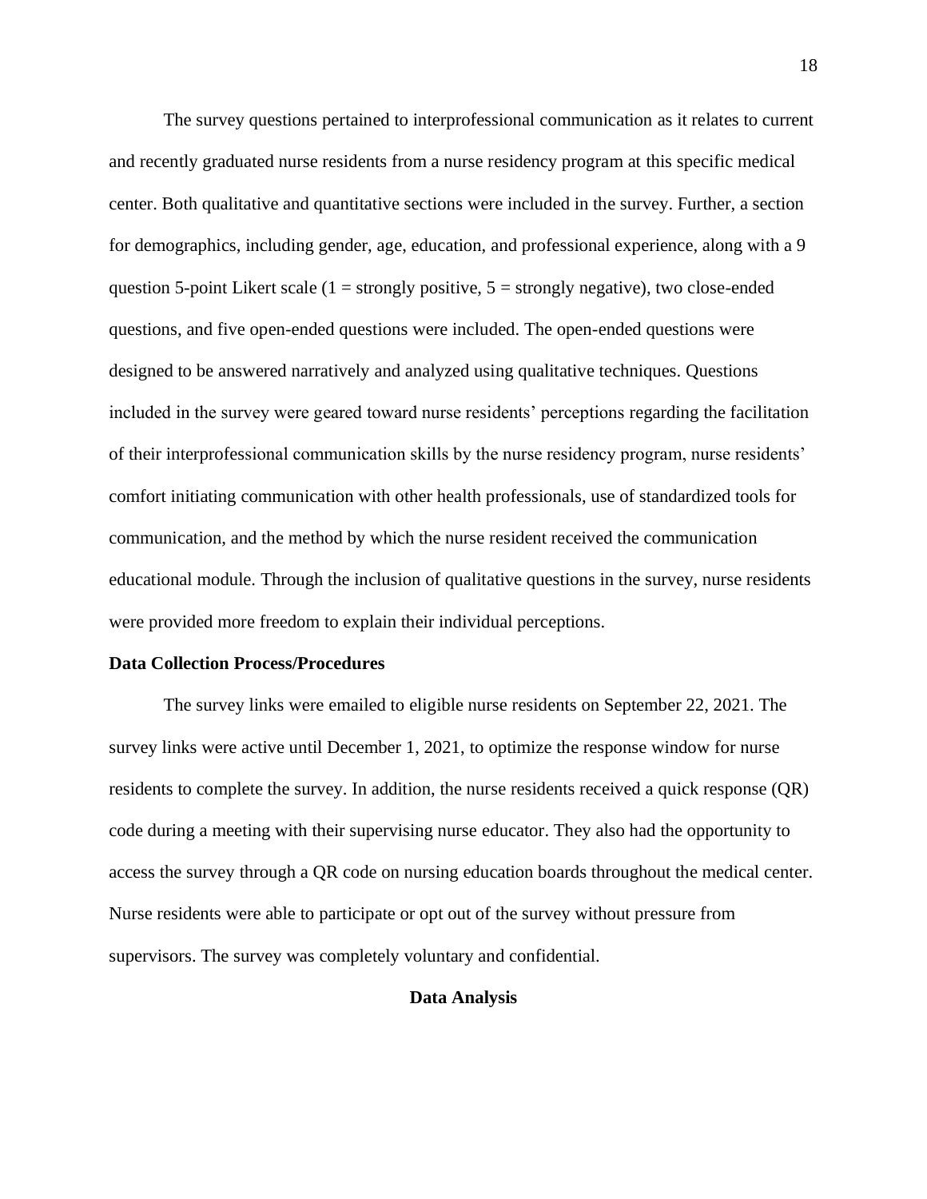The survey questions pertained to interprofessional communication as it relates to current and recently graduated nurse residents from a nurse residency program at this specific medical center. Both qualitative and quantitative sections were included in the survey. Further, a section for demographics, including gender, age, education, and professional experience, along with a 9 question 5-point Likert scale (1 = strongly positive, 5 = strongly negative), two close-ended questions, and five open-ended questions were included. The open-ended questions were designed to be answered narratively and analyzed using qualitative techniques. Questions included in the survey were geared toward nurse residents' perceptions regarding the facilitation of their interprofessional communication skills by the nurse residency program, nurse residents' comfort initiating communication with other health professionals, use of standardized tools for communication, and the method by which the nurse resident received the communication educational module. Through the inclusion of qualitative questions in the survey, nurse residents were provided more freedom to explain their individual perceptions.

**Data Collection Process/Procedures**

The survey links were emailed to eligible nurse residents on September 22, 2021. The survey links were active until December 1, 2021, to optimize the response window for nurse residents to complete the survey. In addition, the nurse residents received a quick response (QR) code during a meeting with their supervising nurse educator. They also had the opportunity to access the survey through a QR code on nursing education boards throughout the medical center. Nurse residents were able to participate or opt out of the survey without pressure from supervisors. The survey was completely voluntary and confidential.

## Data Analysis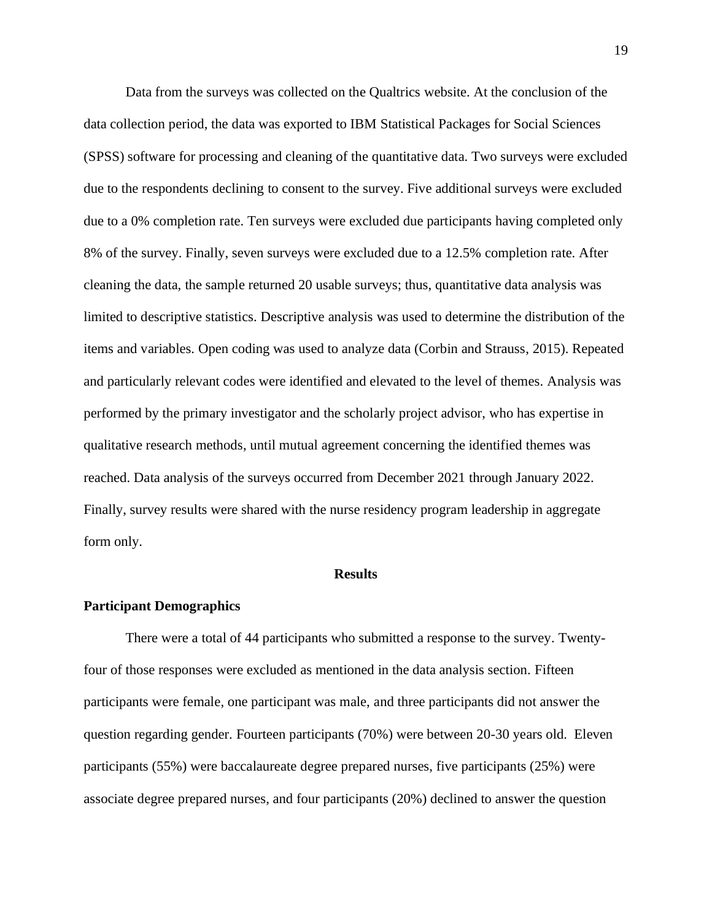Data from the surveys was collected on the Qualtrics website. At the conclusion of the data collection period, the data was exported to IBM Statistical Packages for Social Sciences (SPSS) software for processing and cleaning of the quantitative data. Two surveys were excluded due to the respondents declining to consent to the survey. Five additional surveys were excluded due to a 0% completion rate. Ten surveys were excluded due participants having completed only 8% of the survey. Finally, seven surveys were excluded due to a 12.5% completion rate. After cleaning the data, the sample returned 20 usable surveys; thus, quantitative data analysis was limited to descriptive statistics. Descriptive analysis was used to determine the distribution of the items and variables. Open coding was used to analyze data (Corbin and Strauss, 2015). Repeated and particularly relevant codes were identified and elevated to the level of themes. Analysis was performed by the primary investigator and the scholarly project advisor, who has expertise in qualitative research methods, until mutual agreement concerning the identified themes was reached. Data analysis of the surveys occurred from December 2021 through January 2022. Finally, survey results were shared with the nurse residency program leadership in aggregate form only.

## Results

### Participant Demographics

There were a total of 44 participants who submitted a response to the survey. Twenty-four of those responses were excluded as mentioned in the data analysis section. Fifteen participants were female, one participant was male, and three participants did not answer the question regarding gender. Fourteen participants (70%) were between 20-30 years old. Eleven participants (55%) were baccalaureate degree prepared nurses, five participants (25%) were associate degree prepared nurses, and four participants (20%) declined to answer the question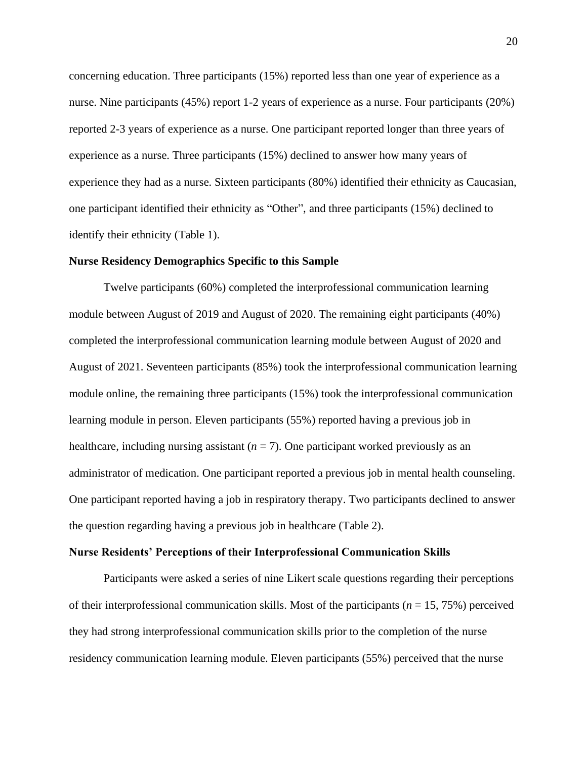concerning education. Three participants (15%) reported less than one year of experience as a nurse. Nine participants (45%) report 1-2 years of experience as a nurse. Four participants (20%) reported 2-3 years of experience as a nurse. One participant reported longer than three years of experience as a nurse. Three participants (15%) declined to answer how many years of experience they had as a nurse. Sixteen participants (80%) identified their ethnicity as Caucasian, one participant identified their ethnicity as “Other”, and three participants (15%) declined to identify their ethnicity (Table 1).

**Nurse Residency Demographics Specific to this Sample**

Twelve participants (60%) completed the interprofessional communication learning module between August of 2019 and August of 2020. The remaining eight participants (40%) completed the interprofessional communication learning module between August of 2020 and August of 2021. Seventeen participants (85%) took the interprofessional communication learning module online, the remaining three participants (15%) took the interprofessional communication learning module in person. Eleven participants (55%) reported having a previous job in healthcare, including nursing assistant (*n* = 7). One participant worked previously as an administrator of medication. One participant reported a previous job in mental health counseling. One participant reported having a job in respiratory therapy. Two participants declined to answer the question regarding having a previous job in healthcare (Table 2).

**Nurse Residents’ Perceptions of their Interprofessional Communication Skills**

Participants were asked a series of nine Likert scale questions regarding their perceptions of their interprofessional communication skills. Most of the participants (*n* = 15, 75%) perceived they had strong interprofessional communication skills prior to the completion of the nurse residency communication learning module. Eleven participants (55%) perceived that the nurse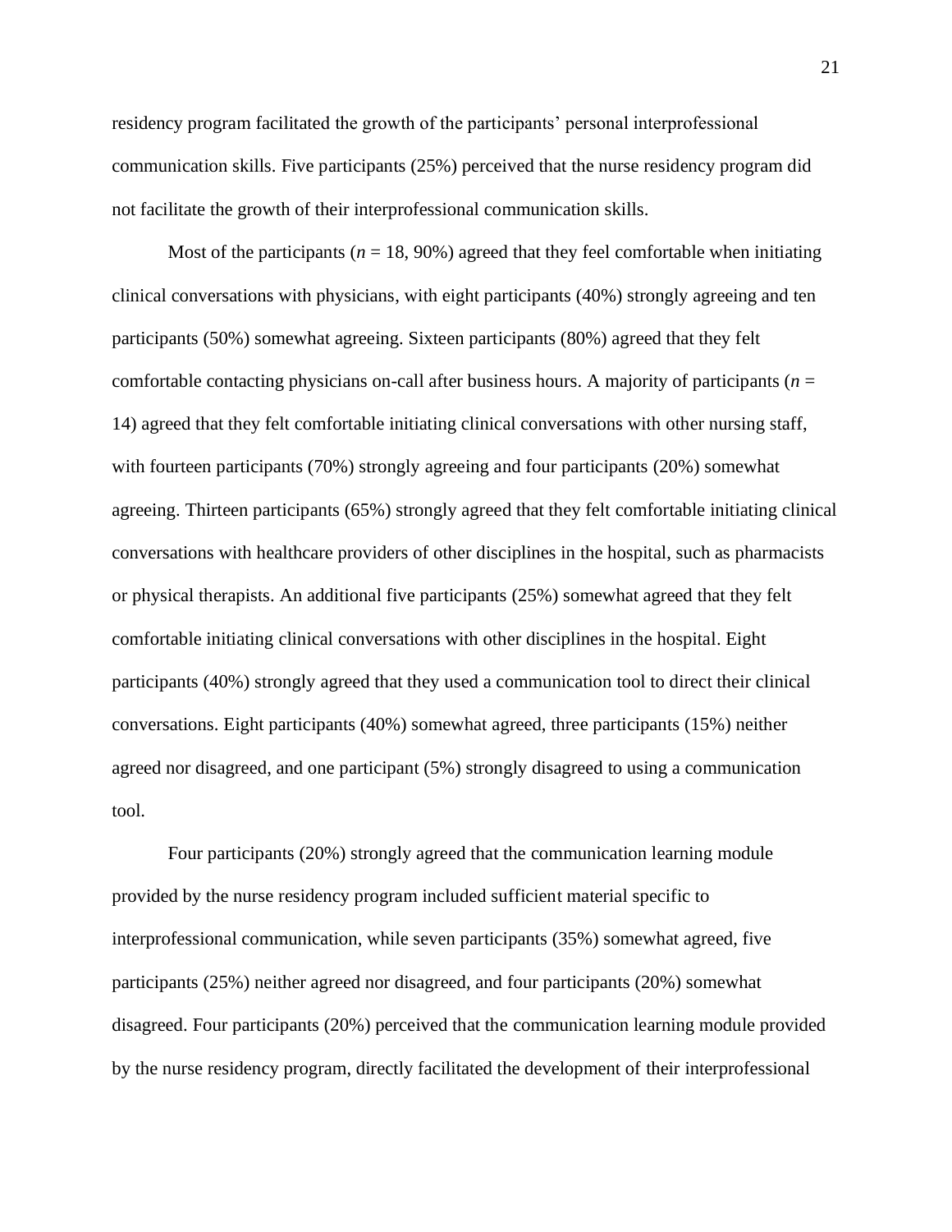residency program facilitated the growth of the participants' personal interprofessional communication skills. Five participants (25%) perceived that the nurse residency program did not facilitate the growth of their interprofessional communication skills.

Most of the participants (*n* = 18, 90%) agreed that they feel comfortable when initiating clinical conversations with physicians, with eight participants (40%) strongly agreeing and ten participants (50%) somewhat agreeing. Sixteen participants (80%) agreed that they felt comfortable contacting physicians on-call after business hours. A majority of participants (*n* = 14) agreed that they felt comfortable initiating clinical conversations with other nursing staff, with fourteen participants (70%) strongly agreeing and four participants (20%) somewhat agreeing. Thirteen participants (65%) strongly agreed that they felt comfortable initiating clinical conversations with healthcare providers of other disciplines in the hospital, such as pharmacists or physical therapists. An additional five participants (25%) somewhat agreed that they felt comfortable initiating clinical conversations with other disciplines in the hospital. Eight participants (40%) strongly agreed that they used a communication tool to direct their clinical conversations. Eight participants (40%) somewhat agreed, three participants (15%) neither agreed nor disagreed, and one participant (5%) strongly disagreed to using a communication tool.

Four participants (20%) strongly agreed that the communication learning module provided by the nurse residency program included sufficient material specific to interprofessional communication, while seven participants (35%) somewhat agreed, five participants (25%) neither agreed nor disagreed, and four participants (20%) somewhat disagreed. Four participants (20%) perceived that the communication learning module provided by the nurse residency program, directly facilitated the development of their interprofessional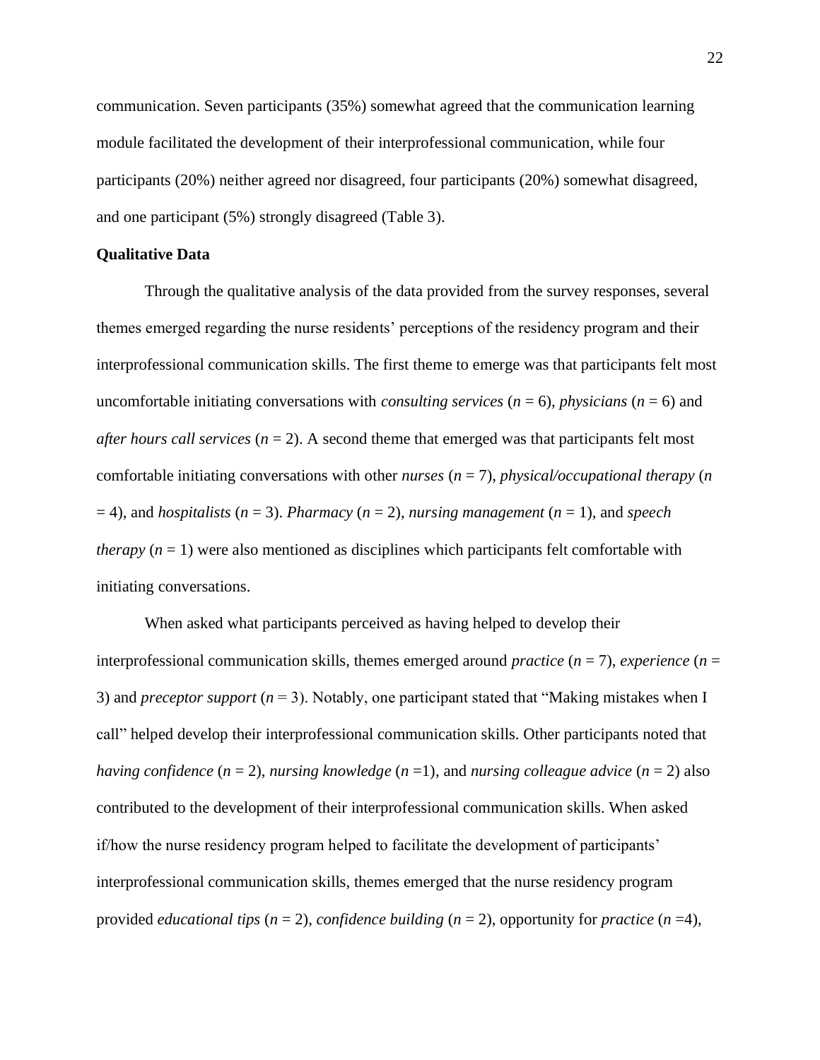communication. Seven participants (35%) somewhat agreed that the communication learning module facilitated the development of their interprofessional communication, while four participants (20%) neither agreed nor disagreed, four participants (20%) somewhat disagreed, and one participant (5%) strongly disagreed (Table 3).

**Qualitative Data**

Through the qualitative analysis of the data provided from the survey responses, several themes emerged regarding the nurse residents' perceptions of the residency program and their interprofessional communication skills. The first theme to emerge was that participants felt most uncomfortable initiating conversations with *consulting services* ($n$ = 6), *physicians* ($n$ = 6) and *after hours call services* ($n$ = 2). A second theme that emerged was that participants felt most comfortable initiating conversations with other *nurses* ($n$ = 7), *physical/occupational therapy* ($n$ = 4), and *hospitalists* ($n$ = 3). *Pharmacy* ($n$ = 2), *nursing management* ($n$ = 1), and *speech therapy* ($n$ = 1) were also mentioned as disciplines which participants felt comfortable with initiating conversations.

When asked what participants perceived as having helped to develop their interprofessional communication skills, themes emerged around *practice* ($n$ = 7), *experience* ($n$ = 3) and *preceptor support* ($n$ = 3). Notably, one participant stated that "Making mistakes when I call" helped develop their interprofessional communication skills. Other participants noted that *having confidence* ($n$ = 2), *nursing knowledge* ($n$ =1), and *nursing colleague advice* ($n$ = 2) also contributed to the development of their interprofessional communication skills. When asked if/how the nurse residency program helped to facilitate the development of participants' interprofessional communication skills, themes emerged that the nurse residency program provided *educational tips* ($n$ = 2), *confidence building* ($n$ = 2), opportunity for *practice* ($n$ =4),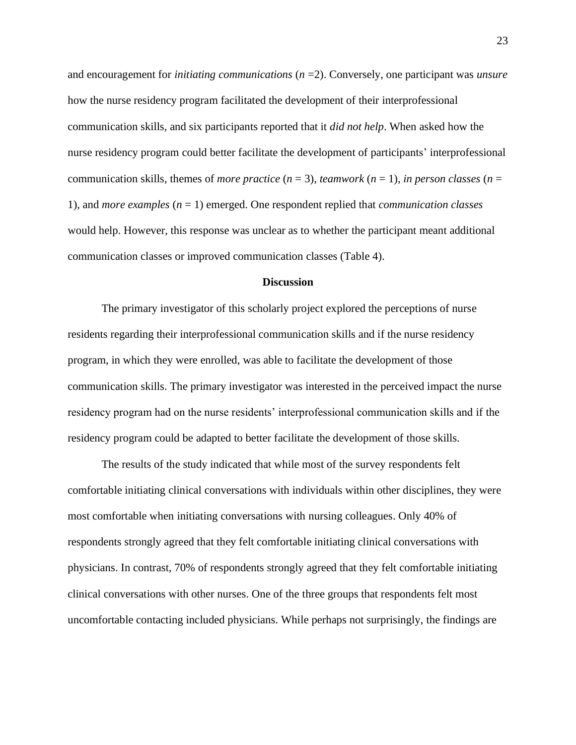and encouragement for *initiating communications* ($n$ =2). Conversely, one participant was *unsure* how the nurse residency program facilitated the development of their interprofessional communication skills, and six participants reported that it *did not help*. When asked how the nurse residency program could better facilitate the development of participants' interprofessional communication skills, themes of *more practice* ($n$ = 3), *teamwork* ($n$ = 1), *in person classes* ($n$ = 1), and *more examples* ($n$ = 1) emerged. One respondent replied that *communication classes* would help. However, this response was unclear as to whether the participant meant additional communication classes or improved communication classes (Table 4).

## Discussion

The primary investigator of this scholarly project explored the perceptions of nurse residents regarding their interprofessional communication skills and if the nurse residency program, in which they were enrolled, was able to facilitate the development of those communication skills. The primary investigator was interested in the perceived impact the nurse residency program had on the nurse residents' interprofessional communication skills and if the residency program could be adapted to better facilitate the development of those skills.

The results of the study indicated that while most of the survey respondents felt comfortable initiating clinical conversations with individuals within other disciplines, they were most comfortable when initiating conversations with nursing colleagues. Only 40% of respondents strongly agreed that they felt comfortable initiating clinical conversations with physicians. In contrast, 70% of respondents strongly agreed that they felt comfortable initiating clinical conversations with other nurses. One of the three groups that respondents felt most uncomfortable contacting included physicians. While perhaps not surprisingly, the findings are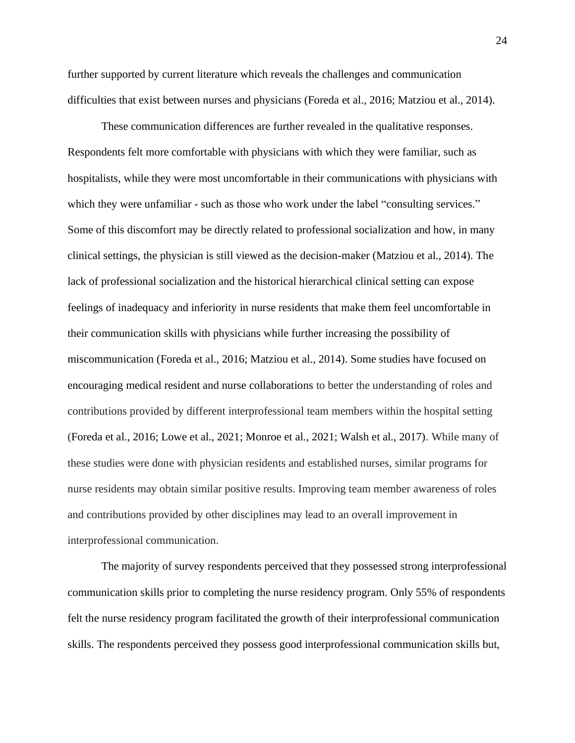further supported by current literature which reveals the challenges and communication difficulties that exist between nurses and physicians (Foreda et al., 2016; Matziou et al., 2014).

These communication differences are further revealed in the qualitative responses. Respondents felt more comfortable with physicians with which they were familiar, such as hospitalists, while they were most uncomfortable in their communications with physicians with which they were unfamiliar - such as those who work under the label "consulting services." Some of this discomfort may be directly related to professional socialization and how, in many clinical settings, the physician is still viewed as the decision-maker (Matziou et al., 2014). The lack of professional socialization and the historical hierarchical clinical setting can expose feelings of inadequacy and inferiority in nurse residents that make them feel uncomfortable in their communication skills with physicians while further increasing the possibility of miscommunication (Foreda et al., 2016; Matziou et al., 2014). Some studies have focused on encouraging medical resident and nurse collaborations to better the understanding of roles and contributions provided by different interprofessional team members within the hospital setting (Foreda et al., 2016; Lowe et al., 2021; Monroe et al., 2021; Walsh et al., 2017). While many of these studies were done with physician residents and established nurses, similar programs for nurse residents may obtain similar positive results. Improving team member awareness of roles and contributions provided by other disciplines may lead to an overall improvement in interprofessional communication.

The majority of survey respondents perceived that they possessed strong interprofessional communication skills prior to completing the nurse residency program. Only 55% of respondents felt the nurse residency program facilitated the growth of their interprofessional communication skills. The respondents perceived they possess good interprofessional communication skills but,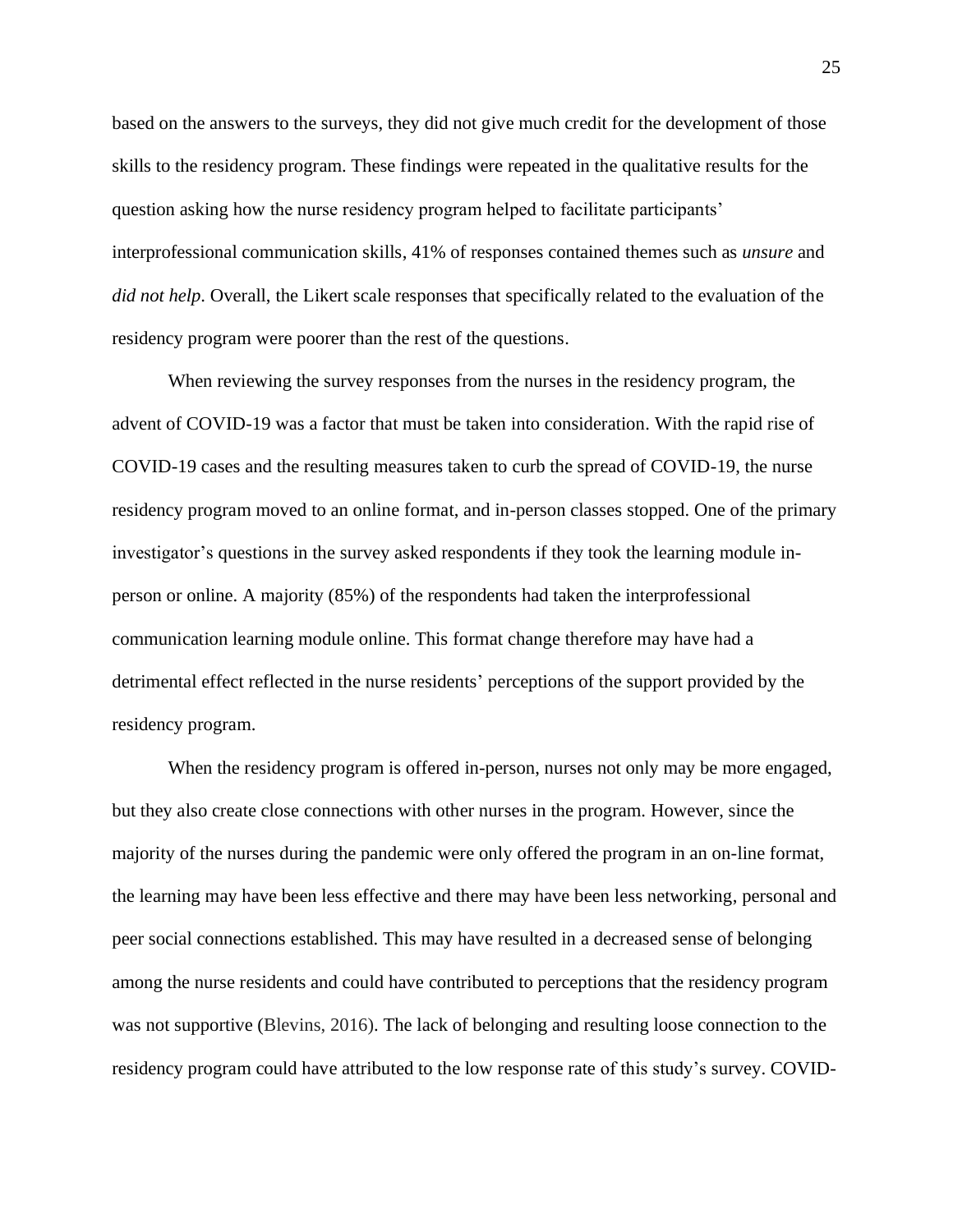based on the answers to the surveys, they did not give much credit for the development of those skills to the residency program. These findings were repeated in the qualitative results for the question asking how the nurse residency program helped to facilitate participants' interprofessional communication skills, 41% of responses contained themes such as *unsure* and *did not help*. Overall, the Likert scale responses that specifically related to the evaluation of the residency program were poorer than the rest of the questions.

When reviewing the survey responses from the nurses in the residency program, the advent of COVID-19 was a factor that must be taken into consideration. With the rapid rise of COVID-19 cases and the resulting measures taken to curb the spread of COVID-19, the nurse residency program moved to an online format, and in-person classes stopped. One of the primary investigator's questions in the survey asked respondents if they took the learning module in-person or online. A majority (85%) of the respondents had taken the interprofessional communication learning module online. This format change therefore may have had a detrimental effect reflected in the nurse residents' perceptions of the support provided by the residency program.

When the residency program is offered in-person, nurses not only may be more engaged, but they also create close connections with other nurses in the program. However, since the majority of the nurses during the pandemic were only offered the program in an on-line format, the learning may have been less effective and there may have been less networking, personal and peer social connections established. This may have resulted in a decreased sense of belonging among the nurse residents and could have contributed to perceptions that the residency program was not supportive (Blevins, 2016). The lack of belonging and resulting loose connection to the residency program could have attributed to the low response rate of this study's survey. COVID-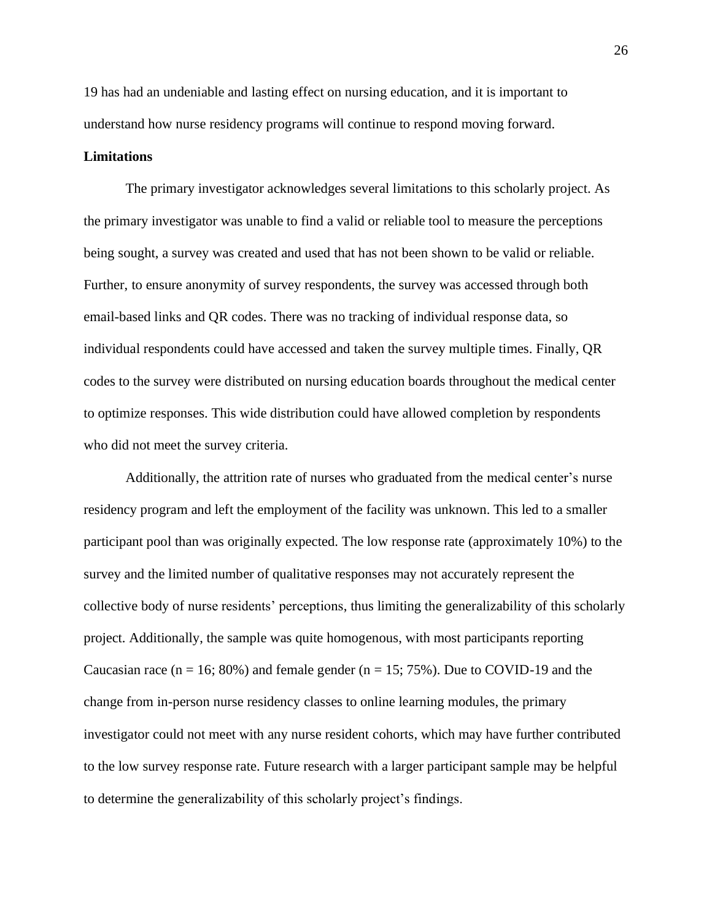19 has had an undeniable and lasting effect on nursing education, and it is important to understand how nurse residency programs will continue to respond moving forward.

**Limitations**

The primary investigator acknowledges several limitations to this scholarly project. As the primary investigator was unable to find a valid or reliable tool to measure the perceptions being sought, a survey was created and used that has not been shown to be valid or reliable. Further, to ensure anonymity of survey respondents, the survey was accessed through both email-based links and QR codes. There was no tracking of individual response data, so individual respondents could have accessed and taken the survey multiple times. Finally, QR codes to the survey were distributed on nursing education boards throughout the medical center to optimize responses. This wide distribution could have allowed completion by respondents who did not meet the survey criteria.

Additionally, the attrition rate of nurses who graduated from the medical center's nurse residency program and left the employment of the facility was unknown. This led to a smaller participant pool than was originally expected. The low response rate (approximately 10%) to the survey and the limited number of qualitative responses may not accurately represent the collective body of nurse residents' perceptions, thus limiting the generalizability of this scholarly project. Additionally, the sample was quite homogenous, with most participants reporting Caucasian race ($n = 16$; 80%) and female gender ($n = 15$; 75%). Due to COVID-19 and the change from in-person nurse residency classes to online learning modules, the primary investigator could not meet with any nurse resident cohorts, which may have further contributed to the low survey response rate. Future research with a larger participant sample may be helpful to determine the generalizability of this scholarly project's findings.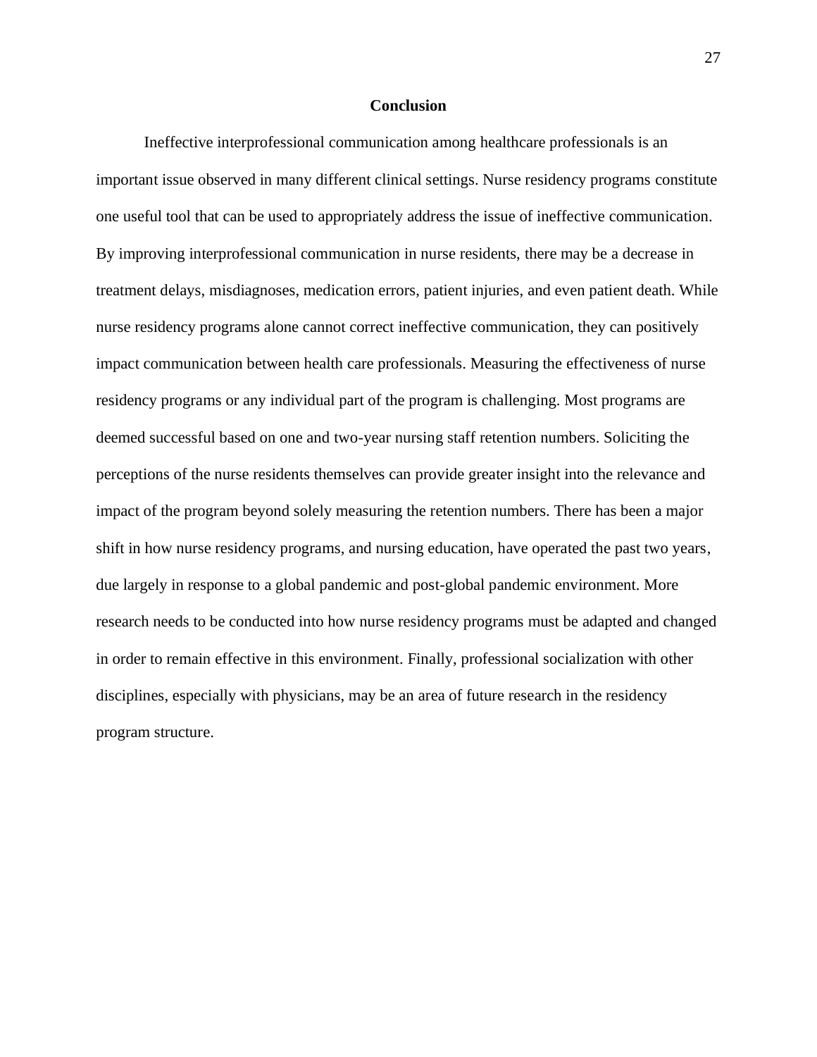## Conclusion

Ineffective interprofessional communication among healthcare professionals is an important issue observed in many different clinical settings. Nurse residency programs constitute one useful tool that can be used to appropriately address the issue of ineffective communication. By improving interprofessional communication in nurse residents, there may be a decrease in treatment delays, misdiagnoses, medication errors, patient injuries, and even patient death. While nurse residency programs alone cannot correct ineffective communication, they can positively impact communication between health care professionals. Measuring the effectiveness of nurse residency programs or any individual part of the program is challenging. Most programs are deemed successful based on one and two-year nursing staff retention numbers. Soliciting the perceptions of the nurse residents themselves can provide greater insight into the relevance and impact of the program beyond solely measuring the retention numbers. There has been a major shift in how nurse residency programs, and nursing education, have operated the past two years, due largely in response to a global pandemic and post-global pandemic environment. More research needs to be conducted into how nurse residency programs must be adapted and changed in order to remain effective in this environment. Finally, professional socialization with other disciplines, especially with physicians, may be an area of future research in the residency program structure.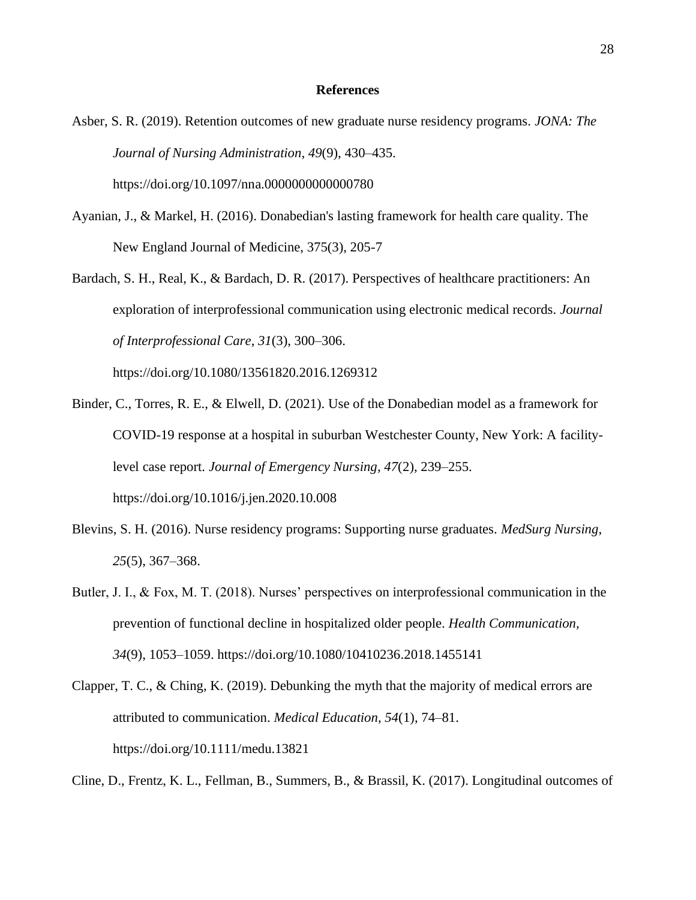**References**

Asber, S. R. (2019). Retention outcomes of new graduate nurse residency programs. *JONA: The Journal of Nursing Administration*, *49*(9), 430–435. https://doi.org/10.1097/nna.0000000000000780

Ayanian, J., & Markel, H. (2016). Donabedian's lasting framework for health care quality. The New England Journal of Medicine, 375(3), 205-7

Bardach, S. H., Real, K., & Bardach, D. R. (2017). Perspectives of healthcare practitioners: An exploration of interprofessional communication using electronic medical records. *Journal of Interprofessional Care*, *31*(3), 300–306. https://doi.org/10.1080/13561820.2016.1269312

Binder, C., Torres, R. E., & Elwell, D. (2021). Use of the Donabedian model as a framework for COVID-19 response at a hospital in suburban Westchester County, New York: A facility-level case report. *Journal of Emergency Nursing*, *47*(2), 239–255. https://doi.org/10.1016/j.jen.2020.10.008

Blevins, S. H. (2016). Nurse residency programs: Supporting nurse graduates. *MedSurg Nursing*, *25*(5), 367–368.

Butler, J. I., & Fox, M. T. (2018). Nurses' perspectives on interprofessional communication in the prevention of functional decline in hospitalized older people. *Health Communication*, *34*(9), 1053–1059. https://doi.org/10.1080/10410236.2018.1455141

Clapper, T. C., & Ching, K. (2019). Debunking the myth that the majority of medical errors are attributed to communication. *Medical Education*, *54*(1), 74–81. https://doi.org/10.1111/medu.13821

Cline, D., Frentz, K. L., Fellman, B., Summers, B., & Brassil, K. (2017). Longitudinal outcomes of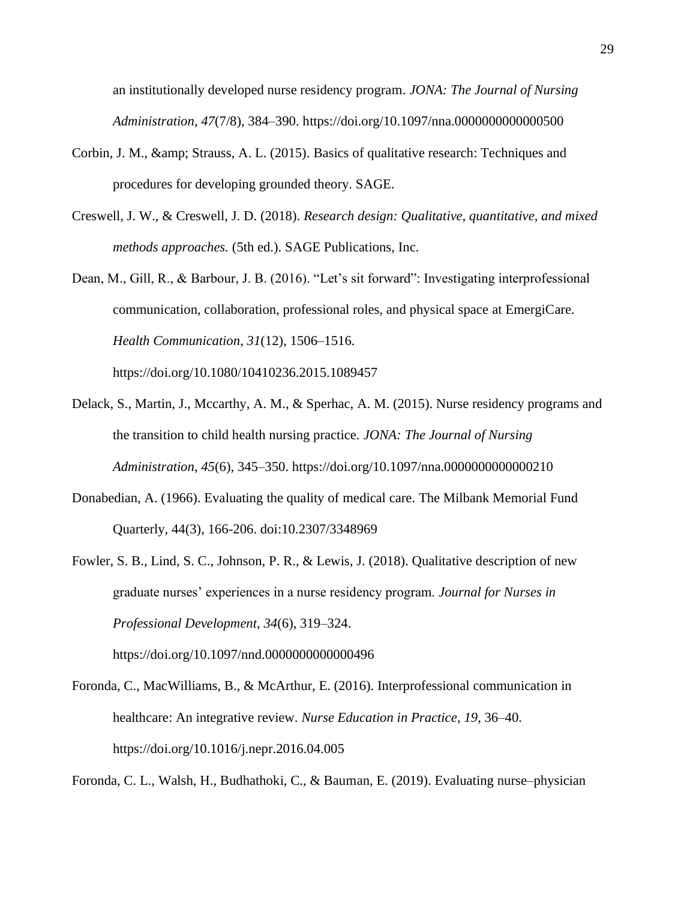an institutionally developed nurse residency program. *JONA: The Journal of Nursing Administration*, *47*(7/8), 384–390. https://doi.org/10.1097/nna.0000000000000500

Corbin, J. M., &amp; Strauss, A. L. (2015). Basics of qualitative research: Techniques and procedures for developing grounded theory. SAGE.

Creswell, J. W., & Creswell, J. D. (2018). *Research design: Qualitative, quantitative, and mixed methods approaches.* (5th ed.). SAGE Publications, Inc.

Dean, M., Gill, R., & Barbour, J. B. (2016). "Let's sit forward": Investigating interprofessional communication, collaboration, professional roles, and physical space at EmergiCare. *Health Communication*, *31*(12), 1506–1516. https://doi.org/10.1080/10410236.2015.1089457

Delack, S., Martin, J., Mccarthy, A. M., & Sperhac, A. M. (2015). Nurse residency programs and the transition to child health nursing practice. *JONA: The Journal of Nursing Administration*, *45*(6), 345–350. https://doi.org/10.1097/nna.0000000000000210

Donabedian, A. (1966). Evaluating the quality of medical care. The Milbank Memorial Fund Quarterly, 44(3), 166-206. doi:10.2307/3348969

Fowler, S. B., Lind, S. C., Johnson, P. R., & Lewis, J. (2018). Qualitative description of new graduate nurses' experiences in a nurse residency program. *Journal for Nurses in Professional Development*, *34*(6), 319–324. https://doi.org/10.1097/nnd.0000000000000496

Foronda, C., MacWilliams, B., & McArthur, E. (2016). Interprofessional communication in healthcare: An integrative review. *Nurse Education in Practice*, *19*, 36–40. https://doi.org/10.1016/j.nepr.2016.04.005

Foronda, C. L., Walsh, H., Budhathoki, C., & Bauman, E. (2019). Evaluating nurse–physician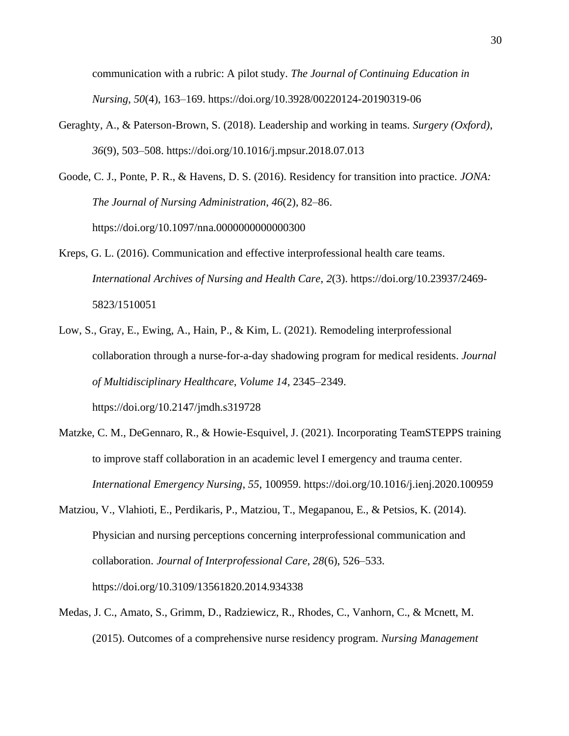communication with a rubric: A pilot study. *The Journal of Continuing Education in Nursing*, *50*(4), 163–169. https://doi.org/10.3928/00220124-20190319-06

Geraghty, A., & Paterson-Brown, S. (2018). Leadership and working in teams. *Surgery (Oxford)*, *36*(9), 503–508. https://doi.org/10.1016/j.mpsur.2018.07.013

Goode, C. J., Ponte, P. R., & Havens, D. S. (2016). Residency for transition into practice. *JONA: The Journal of Nursing Administration*, *46*(2), 82–86. https://doi.org/10.1097/nna.0000000000000300

Kreps, G. L. (2016). Communication and effective interprofessional health care teams. *International Archives of Nursing and Health Care*, *2*(3). https://doi.org/10.23937/2469-5823/1510051

Low, S., Gray, E., Ewing, A., Hain, P., & Kim, L. (2021). Remodeling interprofessional collaboration through a nurse-for-a-day shadowing program for medical residents. *Journal of Multidisciplinary Healthcare*, *Volume 14*, 2345–2349. https://doi.org/10.2147/jmdh.s319728

Matzke, C. M., DeGennaro, R., & Howie-Esquivel, J. (2021). Incorporating TeamSTEPPS training to improve staff collaboration in an academic level I emergency and trauma center. *International Emergency Nursing*, *55*, 100959. https://doi.org/10.1016/j.ienj.2020.100959

Matziou, V., Vlahioti, E., Perdikaris, P., Matziou, T., Megapanou, E., & Petsios, K. (2014). Physician and nursing perceptions concerning interprofessional communication and collaboration. *Journal of Interprofessional Care*, *28*(6), 526–533. https://doi.org/10.3109/13561820.2014.934338

Medas, J. C., Amato, S., Grimm, D., Radziewicz, R., Rhodes, C., Vanhorn, C., & Mcnett, M. (2015). Outcomes of a comprehensive nurse residency program. *Nursing Management*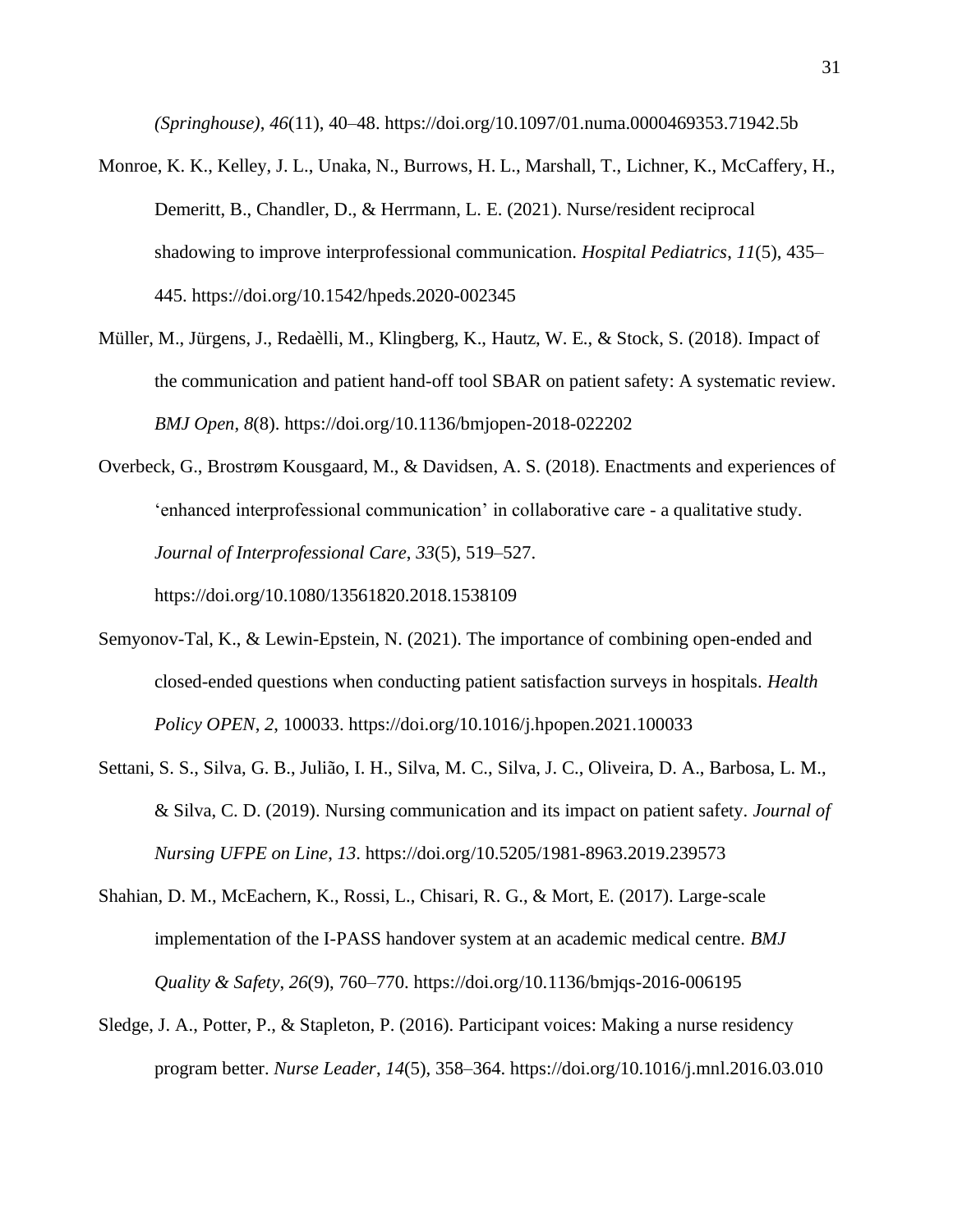*(Springhouse)*, *46*(11), 40–48. https://doi.org/10.1097/01.numa.0000469353.71942.5b

Monroe, K. K., Kelley, J. L., Unaka, N., Burrows, H. L., Marshall, T., Lichner, K., McCaffery, H., Demeritt, B., Chandler, D., & Herrmann, L. E. (2021). Nurse/resident reciprocal shadowing to improve interprofessional communication. *Hospital Pediatrics*, *11*(5), 435–445. https://doi.org/10.1542/hpeds.2020-002345

Müller, M., Jürgens, J., Redaèlli, M., Klingberg, K., Hautz, W. E., & Stock, S. (2018). Impact of the communication and patient hand-off tool SBAR on patient safety: A systematic review. *BMJ Open*, *8*(8). https://doi.org/10.1136/bmjopen-2018-022202

Overbeck, G., Brostrøm Kousgaard, M., & Davidsen, A. S. (2018). Enactments and experiences of 'enhanced interprofessional communication' in collaborative care - a qualitative study. *Journal of Interprofessional Care*, *33*(5), 519–527. https://doi.org/10.1080/13561820.2018.1538109

Semyonov-Tal, K., & Lewin-Epstein, N. (2021). The importance of combining open-ended and closed-ended questions when conducting patient satisfaction surveys in hospitals. *Health Policy OPEN*, *2*, 100033. https://doi.org/10.1016/j.hpopen.2021.100033

Settani, S. S., Silva, G. B., Julião, I. H., Silva, M. C., Silva, J. C., Oliveira, D. A., Barbosa, L. M., & Silva, C. D. (2019). Nursing communication and its impact on patient safety. *Journal of Nursing UFPE on Line*, *13*. https://doi.org/10.5205/1981-8963.2019.239573

Shahian, D. M., McEachern, K., Rossi, L., Chisari, R. G., & Mort, E. (2017). Large-scale implementation of the I-PASS handover system at an academic medical centre. *BMJ Quality & Safety*, *26*(9), 760–770. https://doi.org/10.1136/bmjqs-2016-006195

Sledge, J. A., Potter, P., & Stapleton, P. (2016). Participant voices: Making a nurse residency program better. *Nurse Leader*, *14*(5), 358–364. https://doi.org/10.1016/j.mnl.2016.03.010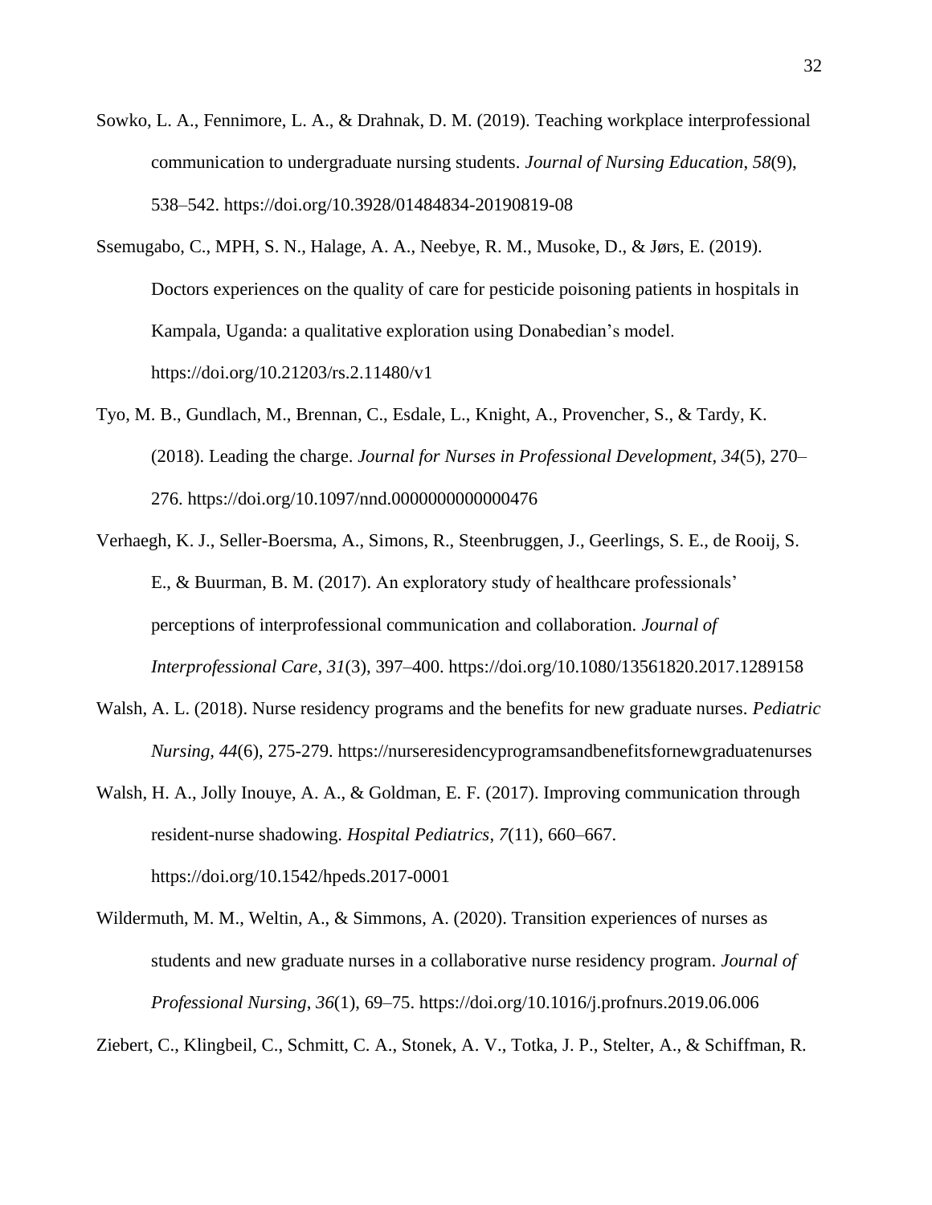Sowko, L. A., Fennimore, L. A., & Drahnak, D. M. (2019). Teaching workplace interprofessional communication to undergraduate nursing students. *Journal of Nursing Education*, *58*(9), 538–542. https://doi.org/10.3928/01484834-20190819-08

Ssemugabo, C., MPH, S. N., Halage, A. A., Neebye, R. M., Musoke, D., & Jørs, E. (2019). Doctors experiences on the quality of care for pesticide poisoning patients in hospitals in Kampala, Uganda: a qualitative exploration using Donabedian's model. https://doi.org/10.21203/rs.2.11480/v1

Tyo, M. B., Gundlach, M., Brennan, C., Esdale, L., Knight, A., Provencher, S., & Tardy, K. (2018). Leading the charge. *Journal for Nurses in Professional Development*, *34*(5), 270–276. https://doi.org/10.1097/nnd.0000000000000476

Verhaegh, K. J., Seller-Boersma, A., Simons, R., Steenbruggen, J., Geerlings, S. E., de Rooij, S. E., & Buurman, B. M. (2017). An exploratory study of healthcare professionals' perceptions of interprofessional communication and collaboration. *Journal of Interprofessional Care*, *31*(3), 397–400. https://doi.org/10.1080/13561820.2017.1289158

Walsh, A. L. (2018). Nurse residency programs and the benefits for new graduate nurses. *Pediatric Nursing*, *44*(6), 275-279. https://nurseresidencyprogramsandbenefitsfornewgraduatenurses

Walsh, H. A., Jolly Inouye, A. A., & Goldman, E. F. (2017). Improving communication through resident-nurse shadowing. *Hospital Pediatrics*, *7*(11), 660–667. https://doi.org/10.1542/hpeds.2017-0001

Wildermuth, M. M., Weltin, A., & Simmons, A. (2020). Transition experiences of nurses as students and new graduate nurses in a collaborative nurse residency program. *Journal of Professional Nursing*, *36*(1), 69–75. https://doi.org/10.1016/j.profnurs.2019.06.006

Ziebert, C., Klingbeil, C., Schmitt, C. A., Stonek, A. V., Totka, J. P., Stelter, A., & Schiffman, R.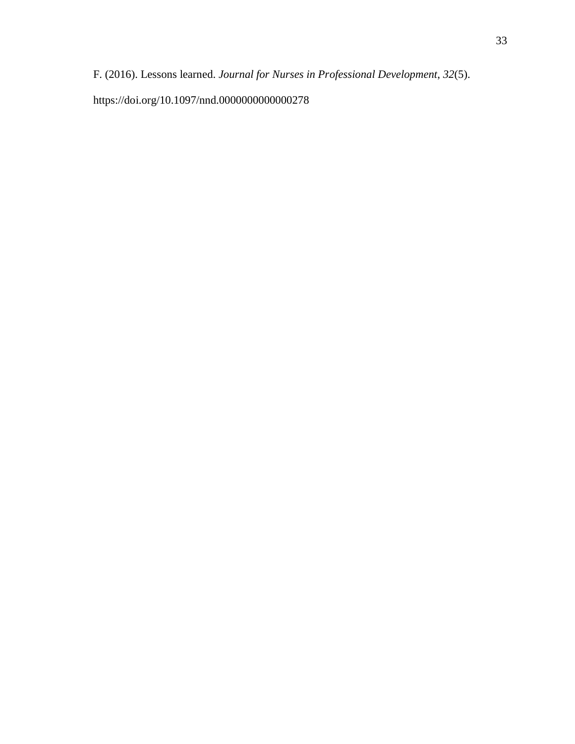F. (2016). Lessons learned. *Journal for Nurses in Professional Development*, *32*(5). https://doi.org/10.1097/nnd.0000000000000278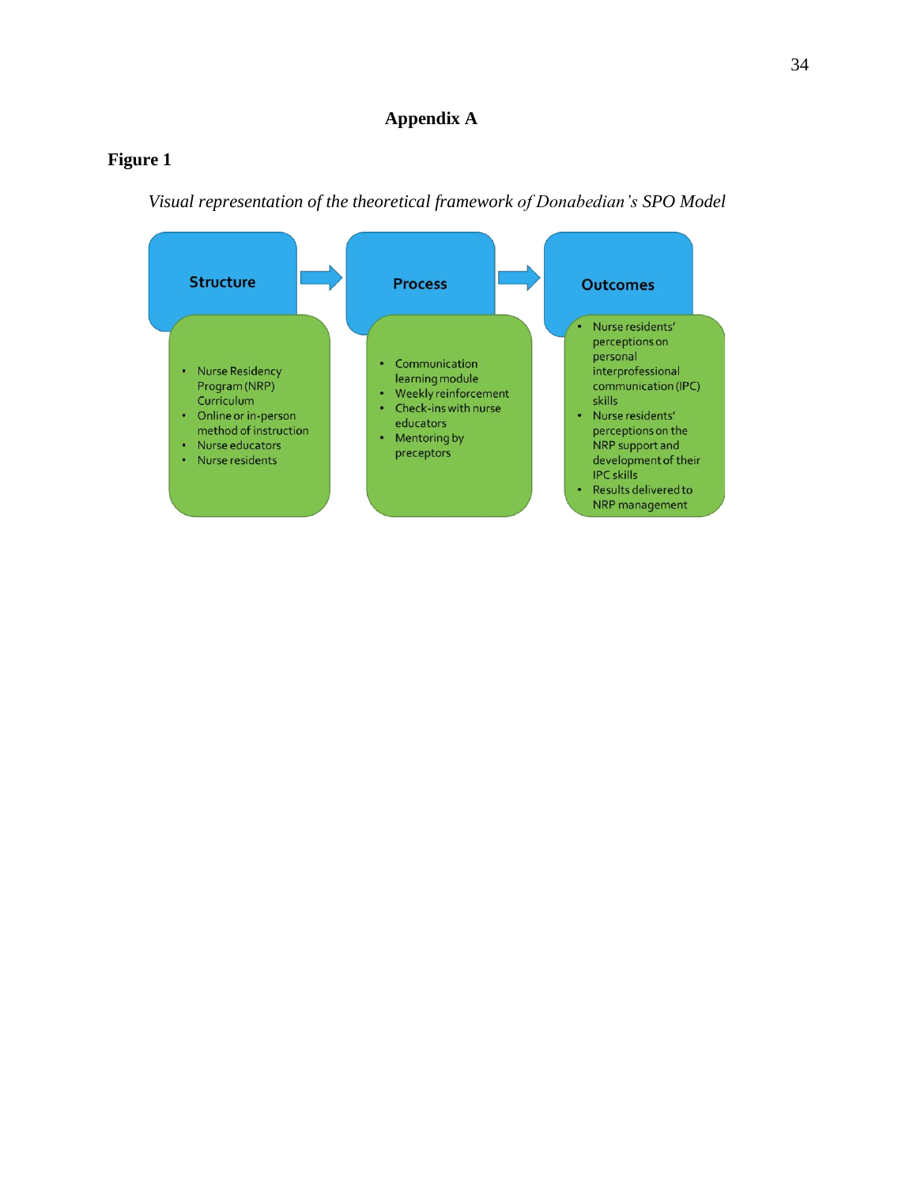# Appendix A

**Figure 1**

*Visual representation of the theoretical framework of Donabedian's SPO Model*

**Structure** → **Process** → **Outcomes**

**Structure**
- Nurse Residency Program (NRP) Curriculum
- Online or in-person method of instruction
- Nurse educators
- Nurse residents

**Process**
- Communication learning module
- Weekly reinforcement
- Check-ins with nurse educators
- Mentoring by preceptors

**Outcomes**
- Nurse residents' perceptions on personal interprofessional communication (IPC) skills
- Nurse residents' perceptions on the NRP support and development of their IPC skills
- Results delivered to NRP management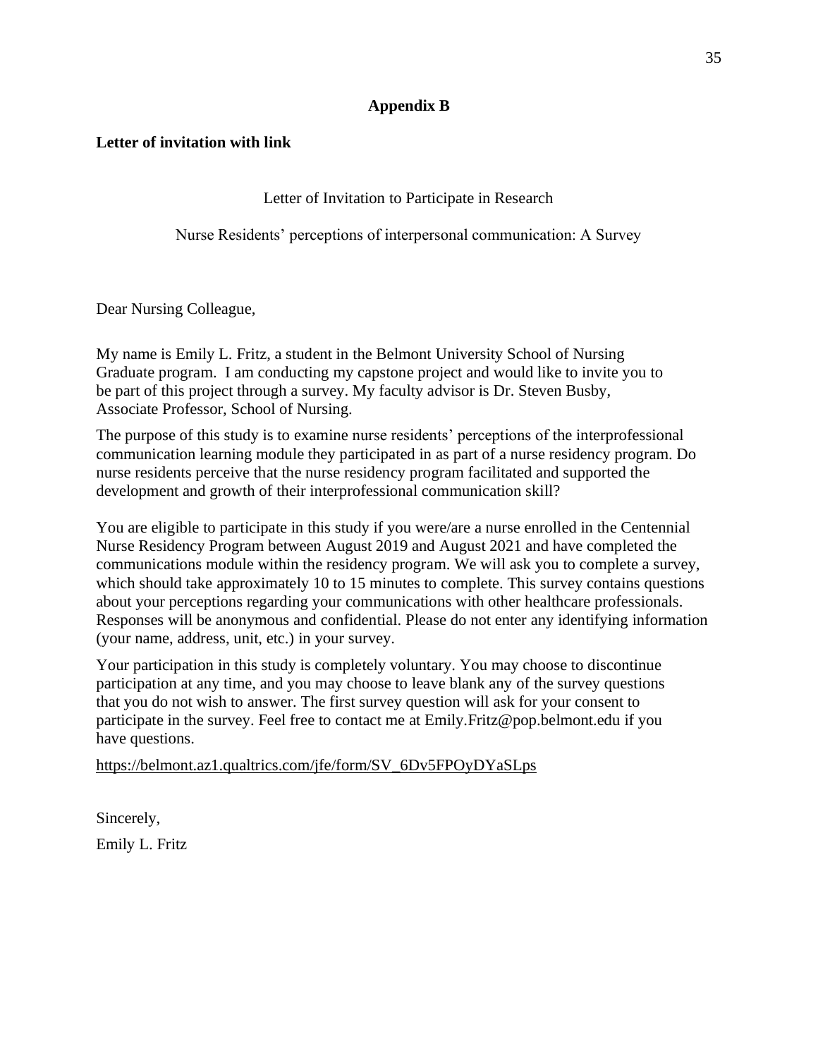## Appendix B

**Letter of invitation with link**

Letter of Invitation to Participate in Research

Nurse Residents' perceptions of interpersonal communication: A Survey

Dear Nursing Colleague,

My name is Emily L. Fritz, a student in the Belmont University School of Nursing Graduate program. I am conducting my capstone project and would like to invite you to be part of this project through a survey. My faculty advisor is Dr. Steven Busby, Associate Professor, School of Nursing.

The purpose of this study is to examine nurse residents' perceptions of the interprofessional communication learning module they participated in as part of a nurse residency program. Do nurse residents perceive that the nurse residency program facilitated and supported the development and growth of their interprofessional communication skill?

You are eligible to participate in this study if you were/are a nurse enrolled in the Centennial Nurse Residency Program between August 2019 and August 2021 and have completed the communications module within the residency program. We will ask you to complete a survey, which should take approximately 10 to 15 minutes to complete. This survey contains questions about your perceptions regarding your communications with other healthcare professionals. Responses will be anonymous and confidential. Please do not enter any identifying information (your name, address, unit, etc.) in your survey.

Your participation in this study is completely voluntary. You may choose to discontinue participation at any time, and you may choose to leave blank any of the survey questions that you do not wish to answer. The first survey question will ask for your consent to participate in the survey. Feel free to contact me at Emily.Fritz@pop.belmont.edu if you have questions.

https://belmont.az1.qualtrics.com/jfe/form/SV_6Dv5FPOyDYaSLps

Sincerely,

Emily L. Fritz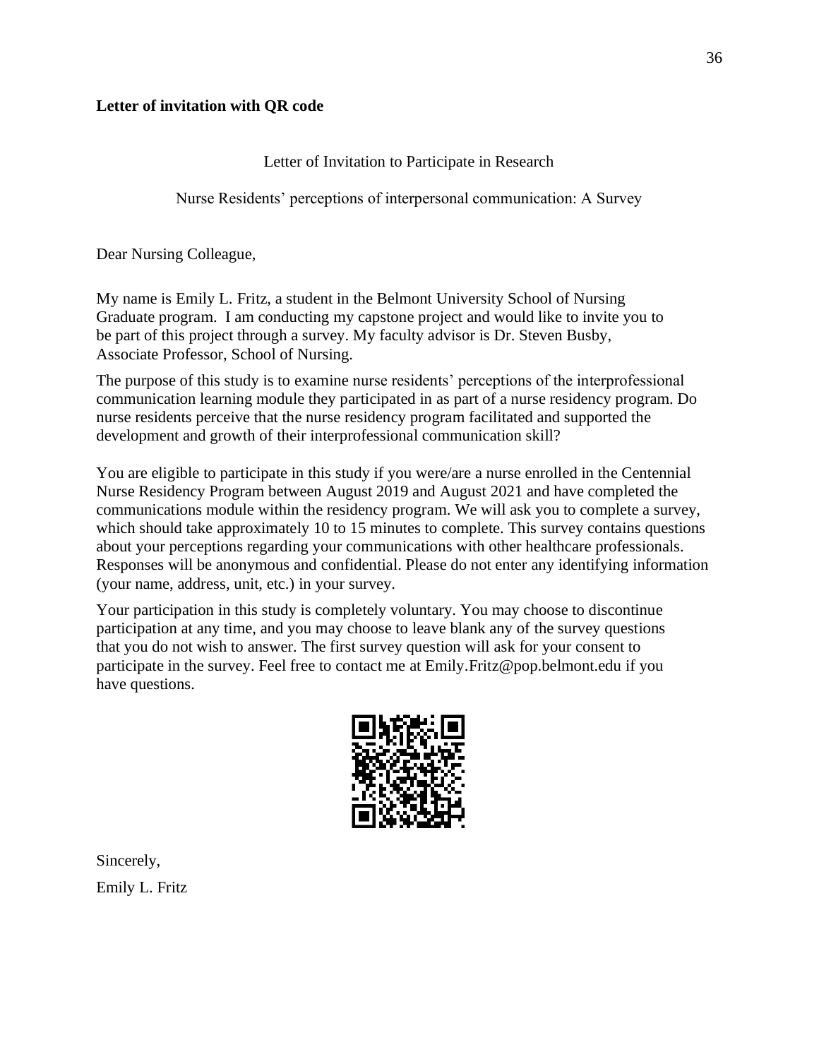**Letter of invitation with QR code**

Letter of Invitation to Participate in Research

Nurse Residents' perceptions of interpersonal communication: A Survey

Dear Nursing Colleague,

My name is Emily L. Fritz, a student in the Belmont University School of Nursing Graduate program. I am conducting my capstone project and would like to invite you to be part of this project through a survey. My faculty advisor is Dr. Steven Busby, Associate Professor, School of Nursing.

The purpose of this study is to examine nurse residents' perceptions of the interprofessional communication learning module they participated in as part of a nurse residency program. Do nurse residents perceive that the nurse residency program facilitated and supported the development and growth of their interprofessional communication skill?

You are eligible to participate in this study if you were/are a nurse enrolled in the Centennial Nurse Residency Program between August 2019 and August 2021 and have completed the communications module within the residency program. We will ask you to complete a survey, which should take approximately 10 to 15 minutes to complete. This survey contains questions about your perceptions regarding your communications with other healthcare professionals. Responses will be anonymous and confidential. Please do not enter any identifying information (your name, address, unit, etc.) in your survey.

Your participation in this study is completely voluntary. You may choose to discontinue participation at any time, and you may choose to leave blank any of the survey questions that you do not wish to answer. The first survey question will ask for your consent to participate in the survey. Feel free to contact me at Emily.Fritz@pop.belmont.edu if you have questions.

Sincerely,

Emily L. Fritz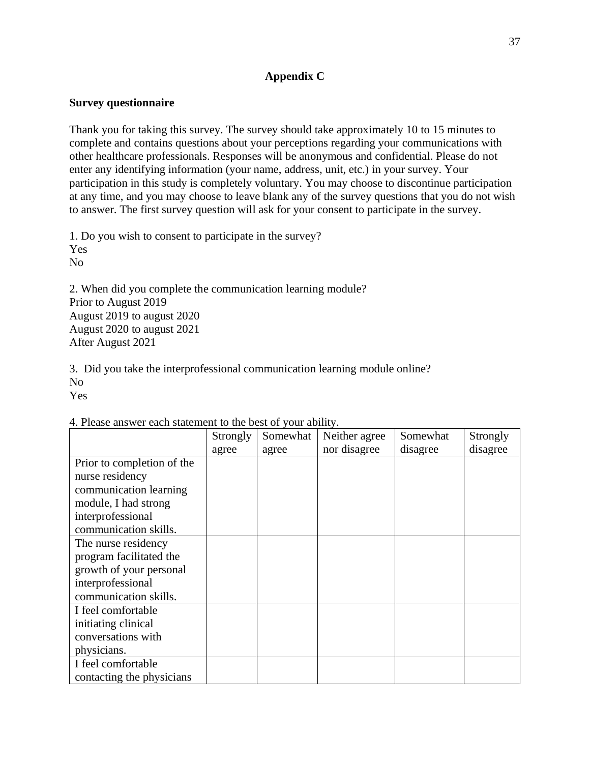# Appendix C

**Survey questionnaire**

Thank you for taking this survey. The survey should take approximately 10 to 15 minutes to complete and contains questions about your perceptions regarding your communications with other healthcare professionals. Responses will be anonymous and confidential. Please do not enter any identifying information (your name, address, unit, etc.) in your survey. Your participation in this study is completely voluntary. You may choose to discontinue participation at any time, and you may choose to leave blank any of the survey questions that you do not wish to answer. The first survey question will ask for your consent to participate in the survey.

1. Do you wish to consent to participate in the survey?
Yes
No

2. When did you complete the communication learning module?
Prior to August 2019
August 2019 to august 2020
August 2020 to august 2021
After August 2021

3. Did you take the interprofessional communication learning module online?
No
Yes

4. Please answer each statement to the best of your ability.

| | Strongly agree | Somewhat agree | Neither agree nor disagree | Somewhat disagree | Strongly disagree |
|---|---|---|---|---|---|
| Prior to completion of the nurse residency communication learning module, I had strong interprofessional communication skills. | | | | | |
| The nurse residency program facilitated the growth of your personal interprofessional communication skills. | | | | | |
| I feel comfortable initiating clinical conversations with physicians. | | | | | |
| I feel comfortable contacting the physicians | | | | | |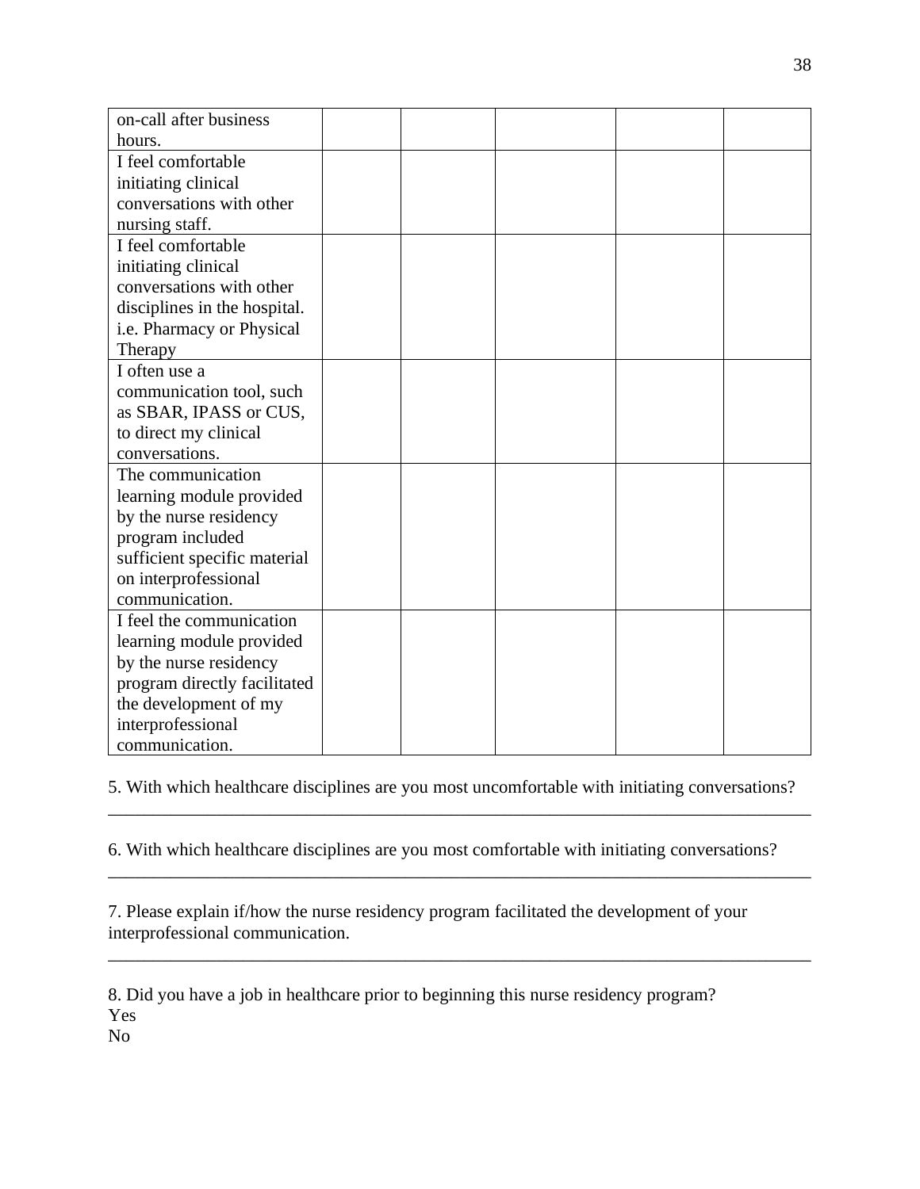| | | | | | |
|---|---|---|---|---|---|
| on-call after business hours. | | | | | |
| I feel comfortable initiating clinical conversations with other nursing staff. | | | | | |
| I feel comfortable initiating clinical conversations with other disciplines in the hospital. i.e. Pharmacy or Physical Therapy | | | | | |
| I often use a communication tool, such as SBAR, IPASS or CUS, to direct my clinical conversations. | | | | | |
| The communication learning module provided by the nurse residency program included sufficient specific material on interprofessional communication. | | | | | |
| I feel the communication learning module provided by the nurse residency program directly facilitated the development of my interprofessional communication. | | | | | |

5. With which healthcare disciplines are you most uncomfortable with initiating conversations?

________________________________________________________________________________

6. With which healthcare disciplines are you most comfortable with initiating conversations?

________________________________________________________________________________

7. Please explain if/how the nurse residency program facilitated the development of your interprofessional communication.

________________________________________________________________________________

8. Did you have a job in healthcare prior to beginning this nurse residency program?

Yes

No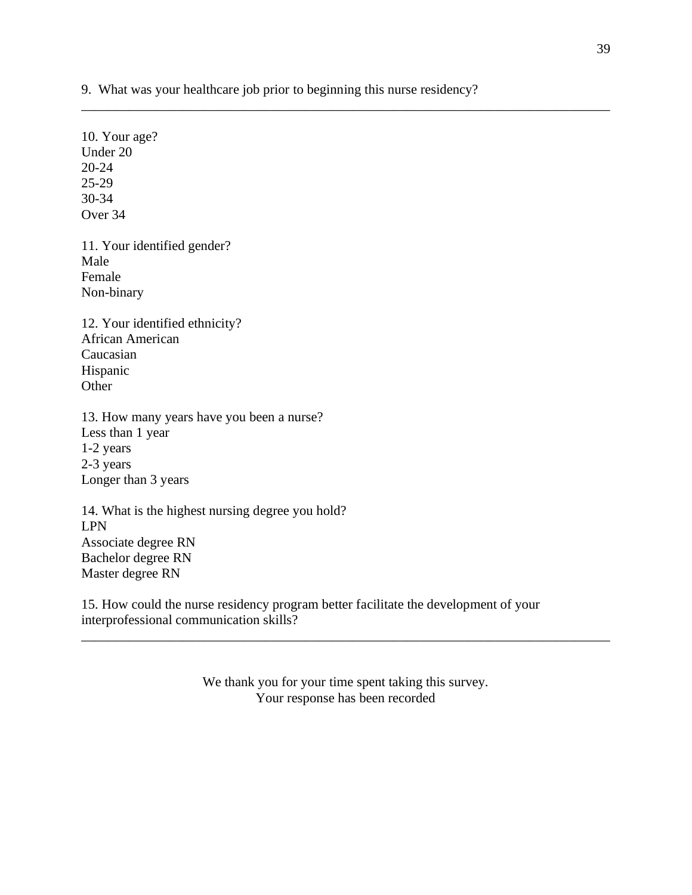9. What was your healthcare job prior to beginning this nurse residency?

___________________________________________________________________________

10. Your age?
Under 20
20-24
25-29
30-34
Over 34

11. Your identified gender?
Male
Female
Non-binary

12. Your identified ethnicity?
African American
Caucasian
Hispanic
Other

13. How many years have you been a nurse?
Less than 1 year
1-2 years
2-3 years
Longer than 3 years

14. What is the highest nursing degree you hold?
LPN
Associate degree RN
Bachelor degree RN
Master degree RN

15. How could the nurse residency program better facilitate the development of your interprofessional communication skills?

___________________________________________________________________________

We thank you for your time spent taking this survey.
Your response has been recorded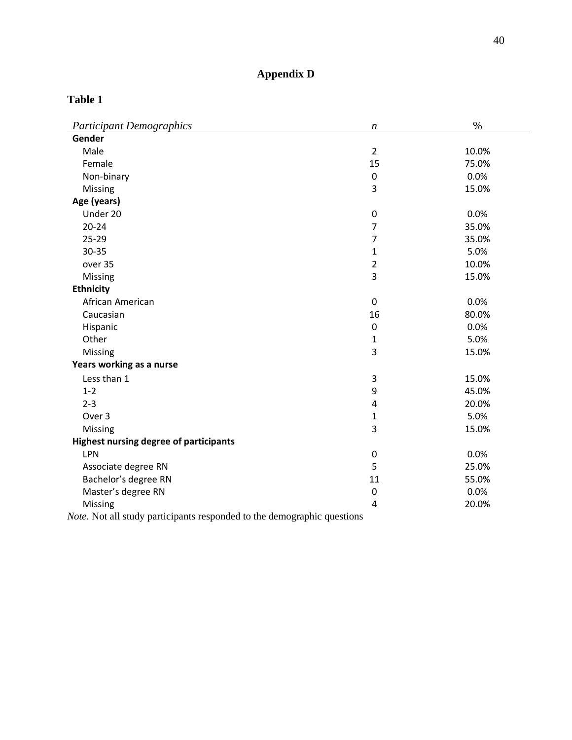# Appendix D

**Table 1**

| *Participant Demographics* | *n* | % |
|---|---|---|
| **Gender** | | |
| Male | 2 | 10.0% |
| Female | 15 | 75.0% |
| Non-binary | 0 | 0.0% |
| Missing | 3 | 15.0% |
| **Age (years)** | | |
| Under 20 | 0 | 0.0% |
| 20-24 | 7 | 35.0% |
| 25-29 | 7 | 35.0% |
| 30-35 | 1 | 5.0% |
| over 35 | 2 | 10.0% |
| Missing | 3 | 15.0% |
| **Ethnicity** | | |
| African American | 0 | 0.0% |
| Caucasian | 16 | 80.0% |
| Hispanic | 0 | 0.0% |
| Other | 1 | 5.0% |
| Missing | 3 | 15.0% |
| **Years working as a nurse** | | |
| Less than 1 | 3 | 15.0% |
| 1-2 | 9 | 45.0% |
| 2-3 | 4 | 20.0% |
| Over 3 | 1 | 5.0% |
| Missing | 3 | 15.0% |
| **Highest nursing degree of participants** | | |
| LPN | 0 | 0.0% |
| Associate degree RN | 5 | 25.0% |
| Bachelor's degree RN | 11 | 55.0% |
| Master's degree RN | 0 | 0.0% |
| Missing | 4 | 20.0% |

*Note*. Not all study participants responded to the demographic questions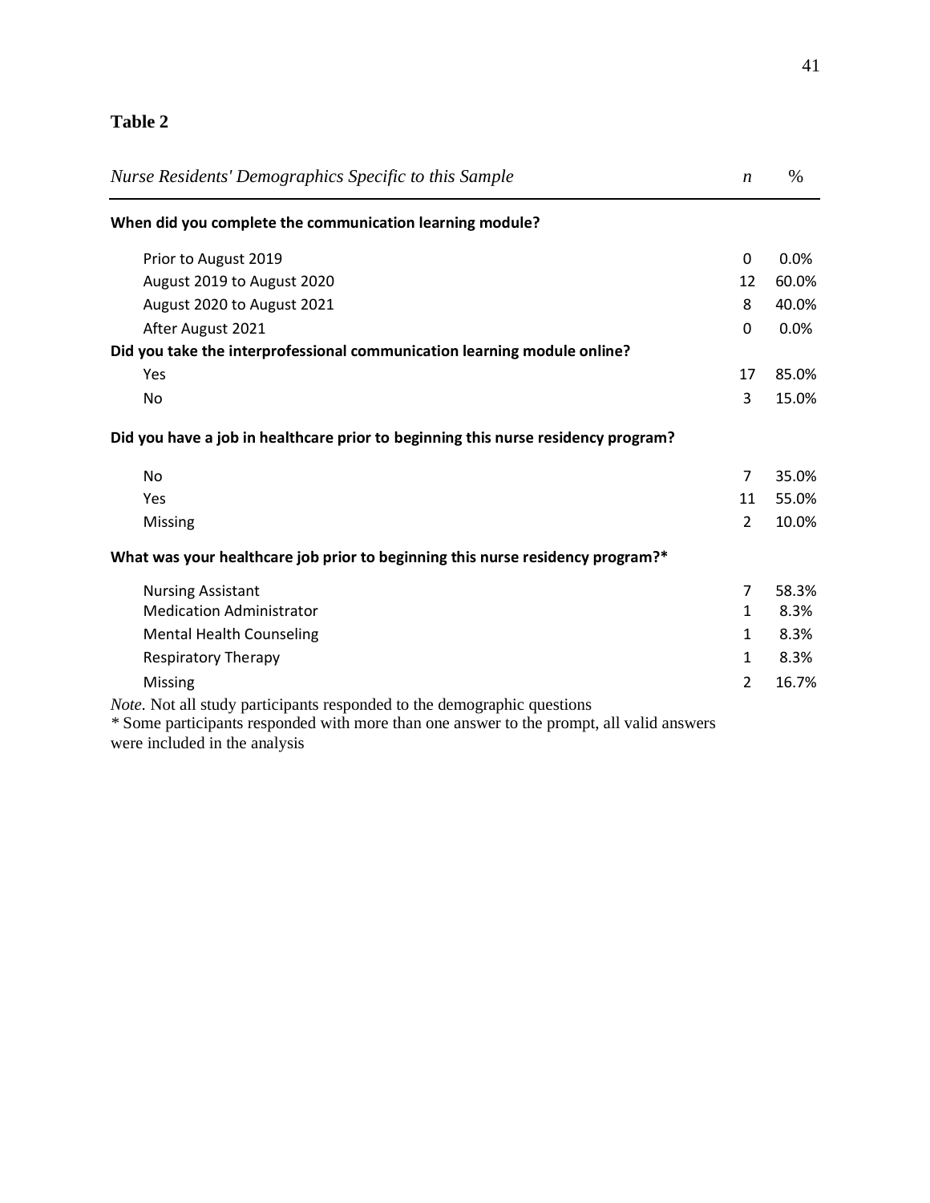**Table 2**

| *Nurse Residents' Demographics Specific to this Sample* | *n* | % |
|---|---|---|
| **When did you complete the communication learning module?** | | |
| Prior to August 2019 | 0 | 0.0% |
| August 2019 to August 2020 | 12 | 60.0% |
| August 2020 to August 2021 | 8 | 40.0% |
| After August 2021 | 0 | 0.0% |
| **Did you take the interprofessional communication learning module online?** | | |
| Yes | 17 | 85.0% |
| No | 3 | 15.0% |
| **Did you have a job in healthcare prior to beginning this nurse residency program?** | | |
| No | 7 | 35.0% |
| Yes | 11 | 55.0% |
| Missing | 2 | 10.0% |
| **What was your healthcare job prior to beginning this nurse residency program?*** | | |
| Nursing Assistant | 7 | 58.3% |
| Medication Administrator | 1 | 8.3% |
| Mental Health Counseling | 1 | 8.3% |
| Respiratory Therapy | 1 | 8.3% |
| Missing | 2 | 16.7% |

*Note*. Not all study participants responded to the demographic questions
* Some participants responded with more than one answer to the prompt, all valid answers were included in the analysis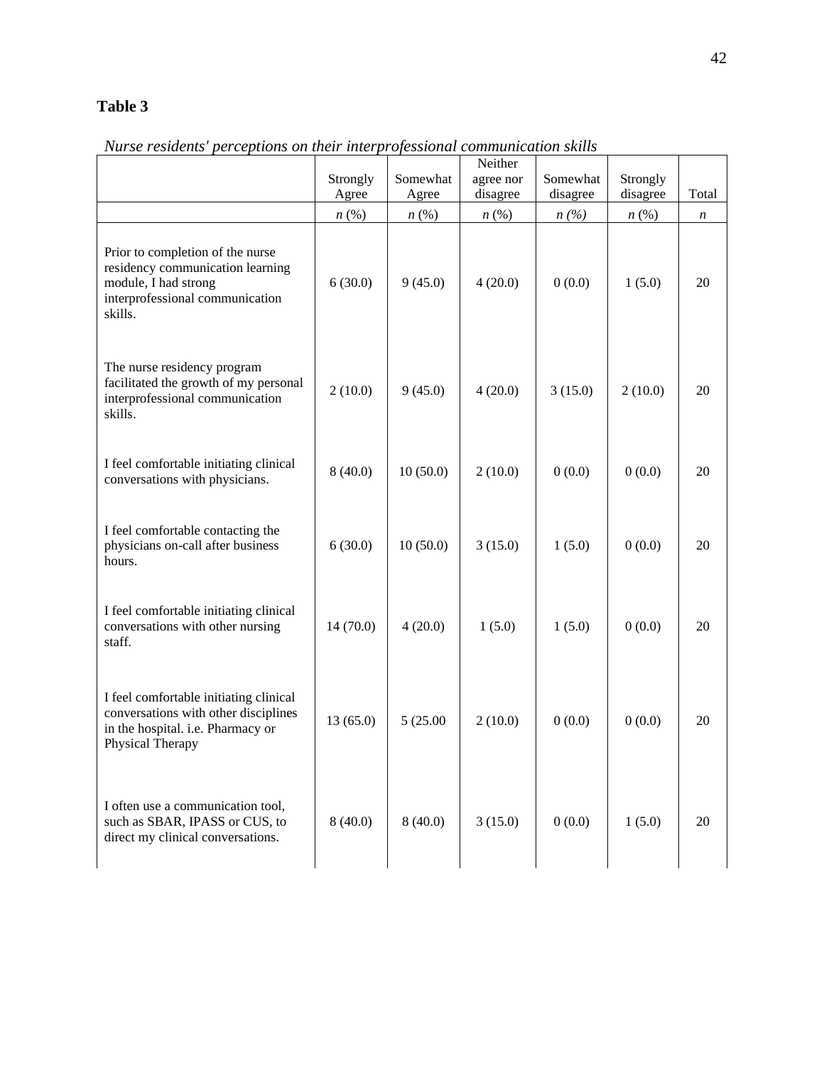**Table 3**

*Nurse residents' perceptions on their interprofessional communication skills*

| | Strongly Agree | Somewhat Agree | Neither agree nor disagree | Somewhat disagree | Strongly disagree | Total |
|---|---|---|---|---|---|---|
| | *n* (%) | *n* (%) | *n* (%) | *n (%)* | *n* (%) | *n* |
| Prior to completion of the nurse residency communication learning module, I had strong interprofessional communication skills. | 6 (30.0) | 9 (45.0) | 4 (20.0) | 0 (0.0) | 1 (5.0) | 20 |
| The nurse residency program facilitated the growth of my personal interprofessional communication skills. | 2 (10.0) | 9 (45.0) | 4 (20.0) | 3 (15.0) | 2 (10.0) | 20 |
| I feel comfortable initiating clinical conversations with physicians. | 8 (40.0) | 10 (50.0) | 2 (10.0) | 0 (0.0) | 0 (0.0) | 20 |
| I feel comfortable contacting the physicians on-call after business hours. | 6 (30.0) | 10 (50.0) | 3 (15.0) | 1 (5.0) | 0 (0.0) | 20 |
| I feel comfortable initiating clinical conversations with other nursing staff. | 14 (70.0) | 4 (20.0) | 1 (5.0) | 1 (5.0) | 0 (0.0) | 20 |
| I feel comfortable initiating clinical conversations with other disciplines in the hospital. i.e. Pharmacy or Physical Therapy | 13 (65.0) | 5 (25.00 | 2 (10.0) | 0 (0.0) | 0 (0.0) | 20 |
| I often use a communication tool, such as SBAR, IPASS or CUS, to direct my clinical conversations. | 8 (40.0) | 8 (40.0) | 3 (15.0) | 0 (0.0) | 1 (5.0) | 20 |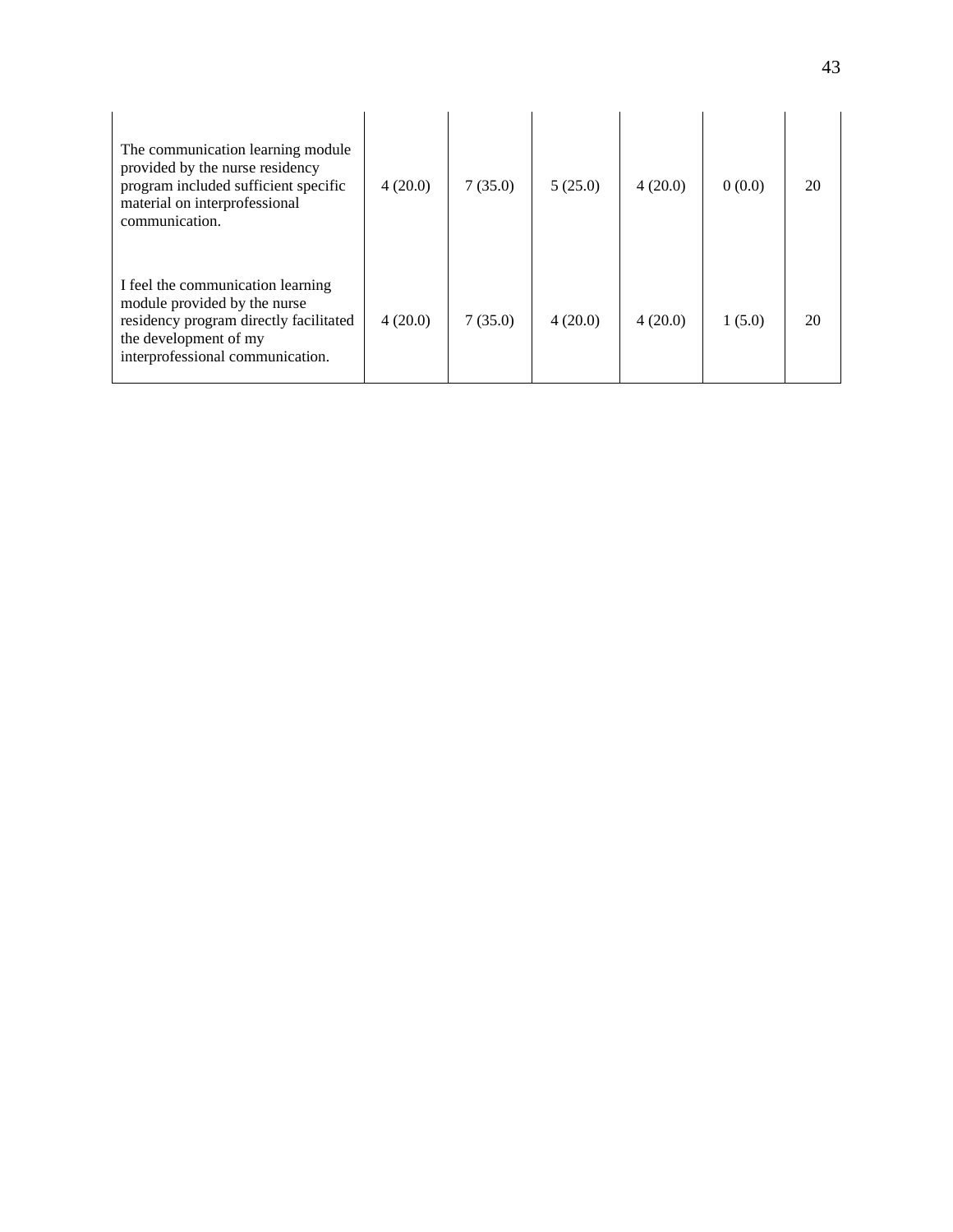| | | | | | | |
|---|---|---|---|---|---|---|
| The communication learning module provided by the nurse residency program included sufficient specific material on interprofessional communication. | 4 (20.0) | 7 (35.0) | 5 (25.0) | 4 (20.0) | 0 (0.0) | 20 |
| I feel the communication learning module provided by the nurse residency program directly facilitated the development of my interprofessional communication. | 4 (20.0) | 7 (35.0) | 4 (20.0) | 4 (20.0) | 1 (5.0) | 20 |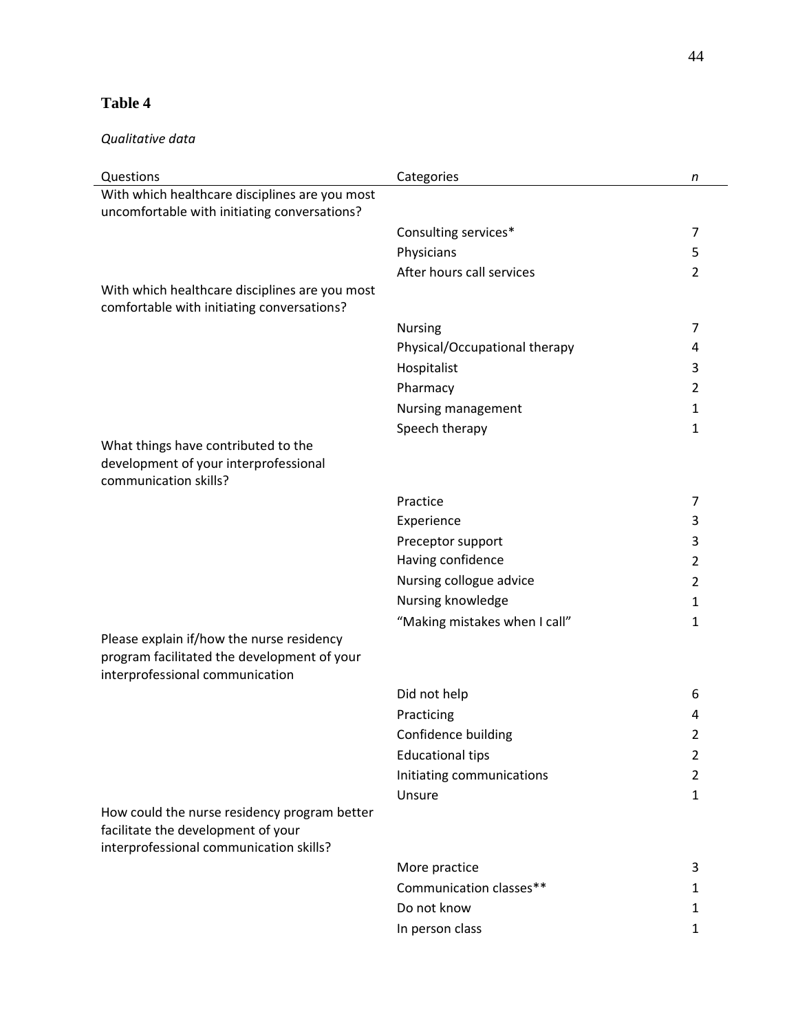**Table 4**

*Qualitative data*

| Questions | Categories | *n* |
|---|---|---|
| With which healthcare disciplines are you most uncomfortable with initiating conversations? | | |
| | Consulting services* | 7 |
| | Physicians | 5 |
| | After hours call services | 2 |
| With which healthcare disciplines are you most comfortable with initiating conversations? | | |
| | Nursing | 7 |
| | Physical/Occupational therapy | 4 |
| | Hospitalist | 3 |
| | Pharmacy | 2 |
| | Nursing management | 1 |
| | Speech therapy | 1 |
| What things have contributed to the development of your interprofessional communication skills? | | |
| | Practice | 7 |
| | Experience | 3 |
| | Preceptor support | 3 |
| | Having confidence | 2 |
| | Nursing collogue advice | 2 |
| | Nursing knowledge | 1 |
| | "Making mistakes when I call" | 1 |
| Please explain if/how the nurse residency program facilitated the development of your interprofessional communication | | |
| | Did not help | 6 |
| | Practicing | 4 |
| | Confidence building | 2 |
| | Educational tips | 2 |
| | Initiating communications | 2 |
| | Unsure | 1 |
| How could the nurse residency program better facilitate the development of your interprofessional communication skills? | | |
| | More practice | 3 |
| | Communication classes** | 1 |
| | Do not know | 1 |
| | In person class | 1 |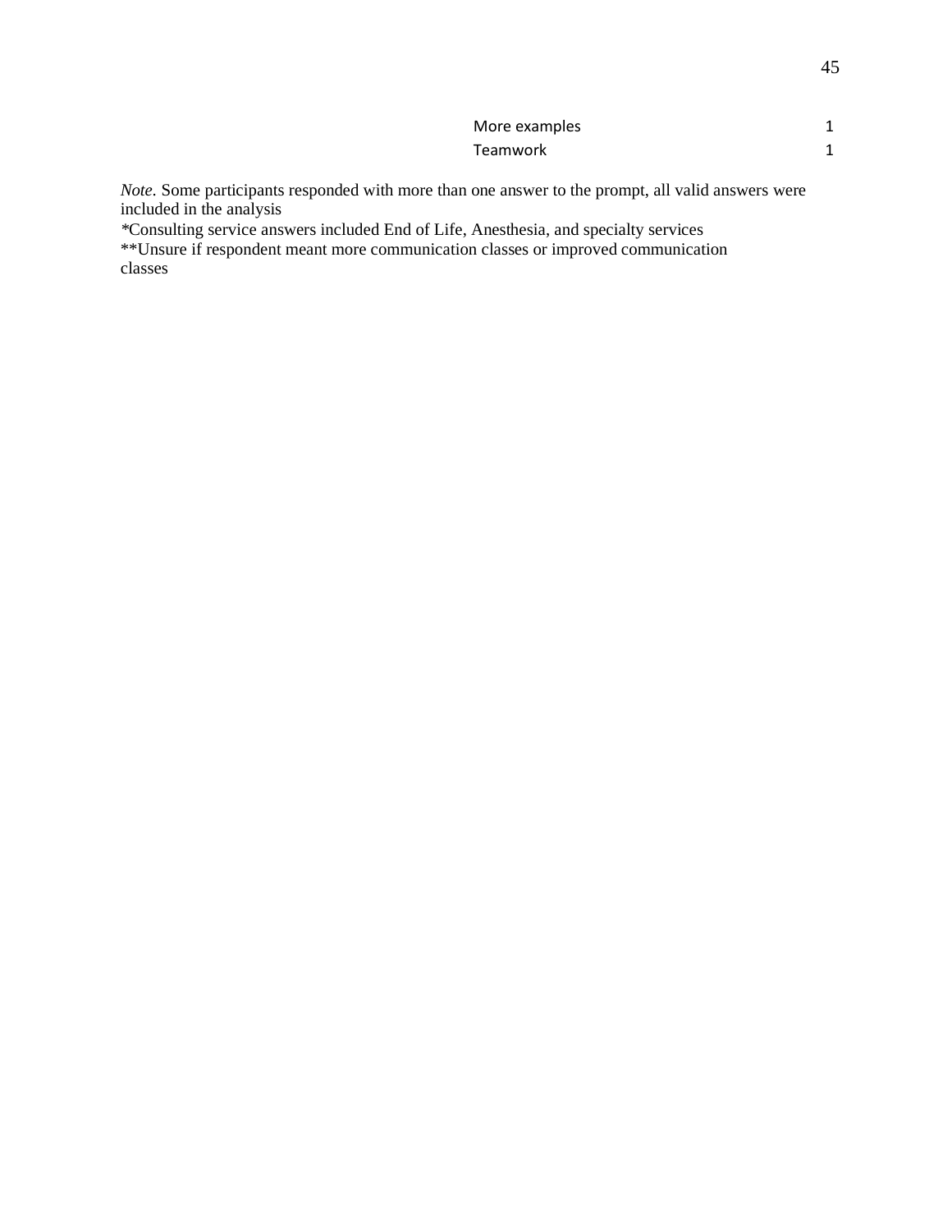| | |
|---|---|
| More examples | 1 |
| Teamwork | 1 |

*Note*. Some participants responded with more than one answer to the prompt, all valid answers were included in the analysis

*Consulting service answers included End of Life, Anesthesia, and specialty services

**Unsure if respondent meant more communication classes or improved communication classes